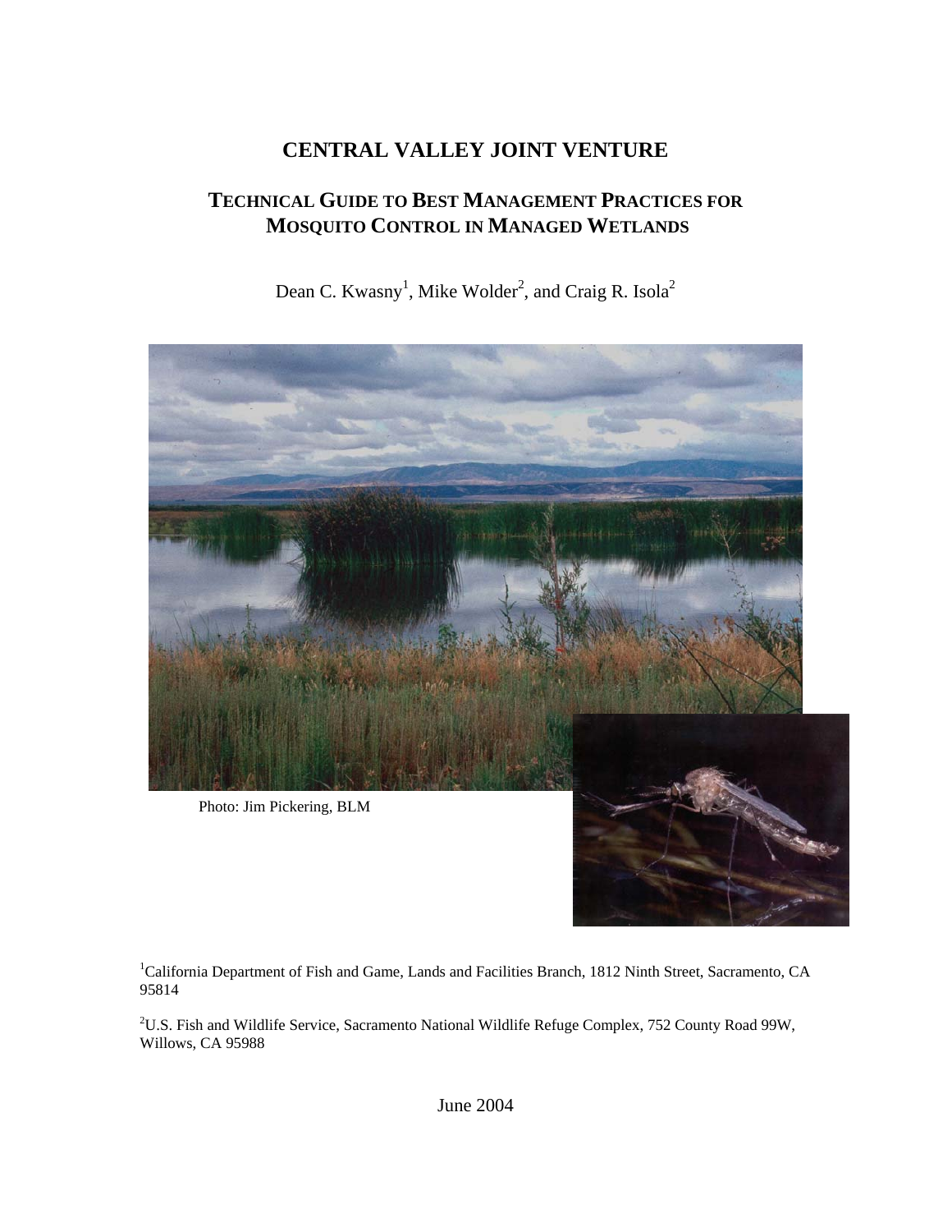# CENTRAL VALLEY JOINT VENTURE

## TECHNICAL GUIDE TO BEST MANAGEMENT PRACTICES FOR MOSQUITO CONTROL IN MANAGED WETLANDS

Dean C. Kwasny[1], Mike Wolder[2], and Craig R. Isola[2]

Photo: Jim Pickering, BLM

[1]California Department of Fish and Game, Lands and Facilities Branch, 1812 Ninth Street, Sacramento, CA 95814

[2]U.S. Fish and Wildlife Service, Sacramento National Wildlife Refuge Complex, 752 County Road 99W, Willows, CA 95988

June 2004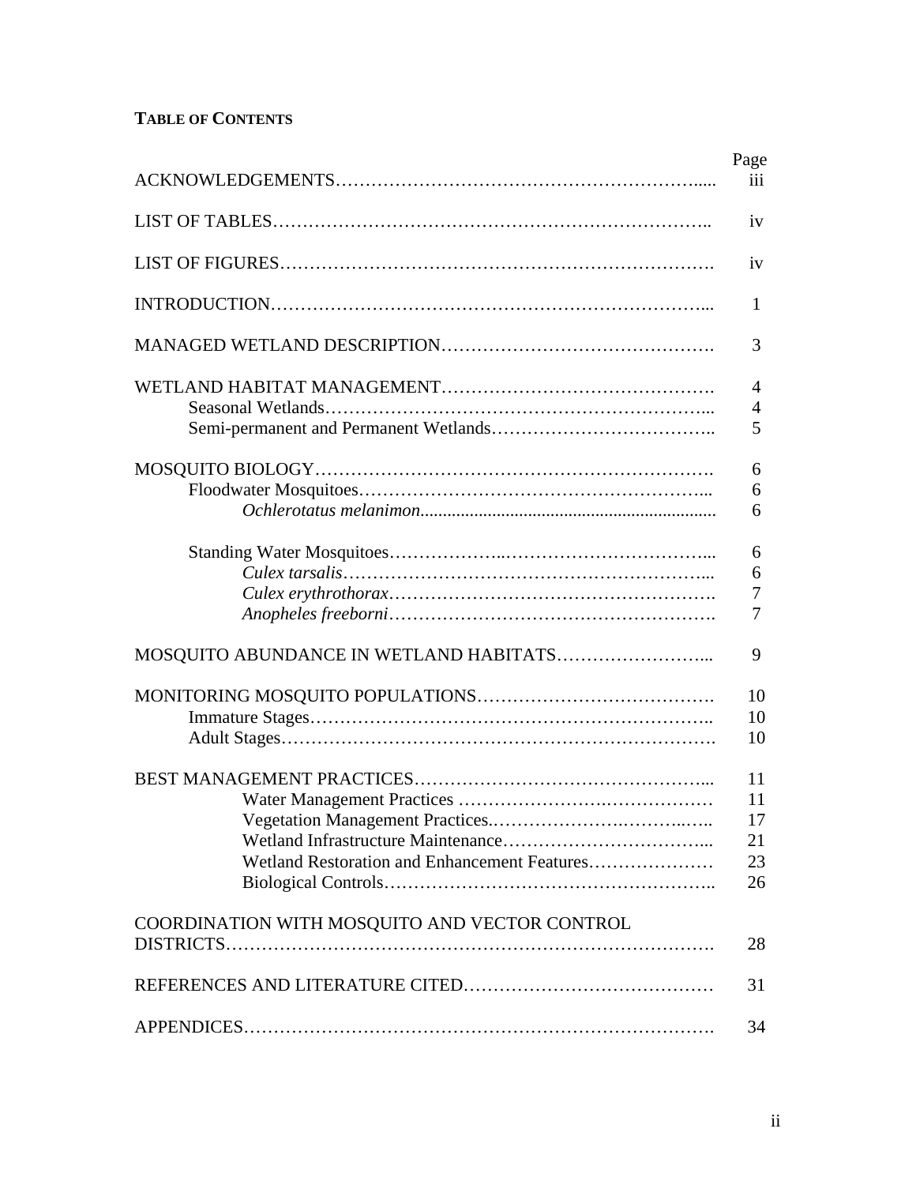**TABLE OF CONTENTS**

| | Page |
|---|---|
| ACKNOWLEDGEMENTS | iii |
| LIST OF TABLES | iv |
| LIST OF FIGURES | iv |
| INTRODUCTION | 1 |
| MANAGED WETLAND DESCRIPTION | 3 |
| WETLAND HABITAT MANAGEMENT | 4 |
| Seasonal Wetlands | 4 |
| Semi-permanent and Permanent Wetlands | 5 |
| MOSQUITO BIOLOGY | 6 |
| Floodwater Mosquitoes | 6 |
| *Ochlerotatus melanimon* | 6 |
| Standing Water Mosquitoes | 6 |
| *Culex tarsalis* | 6 |
| *Culex erythrothorax* | 7 |
| *Anopheles freeborni* | 7 |
| MOSQUITO ABUNDANCE IN WETLAND HABITATS | 9 |
| MONITORING MOSQUITO POPULATIONS | 10 |
| Immature Stages | 10 |
| Adult Stages | 10 |
| BEST MANAGEMENT PRACTICES | 11 |
| Water Management Practices | 11 |
| Vegetation Management Practices | 17 |
| Wetland Infrastructure Maintenance | 21 |
| Wetland Restoration and Enhancement Features | 23 |
| Biological Controls | 26 |
| COORDINATION WITH MOSQUITO AND VECTOR CONTROL DISTRICTS | 28 |
| REFERENCES AND LITERATURE CITED | 31 |
| APPENDICES | 34 |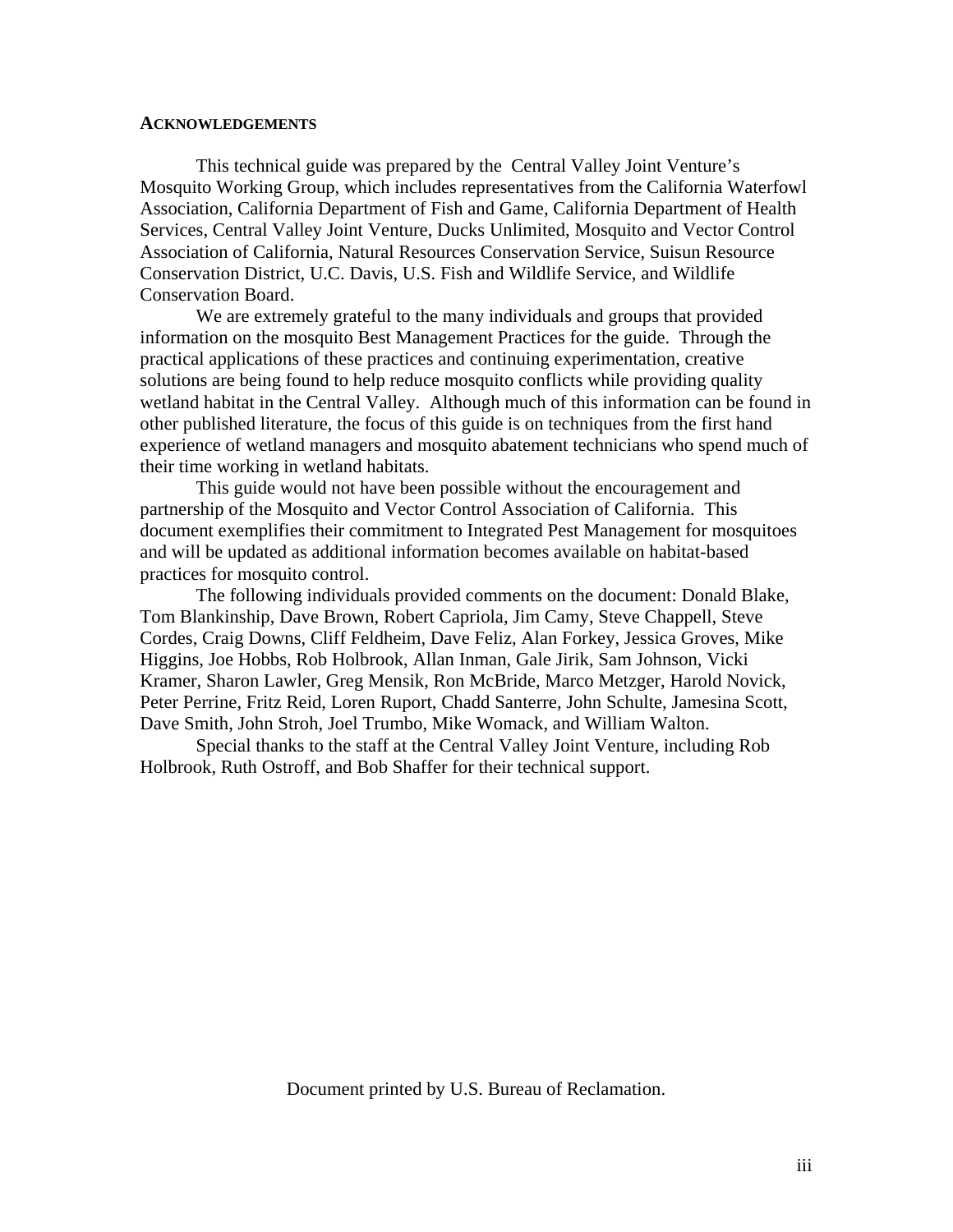## ACKNOWLEDGEMENTS

This technical guide was prepared by the Central Valley Joint Venture's Mosquito Working Group, which includes representatives from the California Waterfowl Association, California Department of Fish and Game, California Department of Health Services, Central Valley Joint Venture, Ducks Unlimited, Mosquito and Vector Control Association of California, Natural Resources Conservation Service, Suisun Resource Conservation District, U.C. Davis, U.S. Fish and Wildlife Service, and Wildlife Conservation Board.

We are extremely grateful to the many individuals and groups that provided information on the mosquito Best Management Practices for the guide. Through the practical applications of these practices and continuing experimentation, creative solutions are being found to help reduce mosquito conflicts while providing quality wetland habitat in the Central Valley. Although much of this information can be found in other published literature, the focus of this guide is on techniques from the first hand experience of wetland managers and mosquito abatement technicians who spend much of their time working in wetland habitats.

This guide would not have been possible without the encouragement and partnership of the Mosquito and Vector Control Association of California. This document exemplifies their commitment to Integrated Pest Management for mosquitoes and will be updated as additional information becomes available on habitat-based practices for mosquito control.

The following individuals provided comments on the document: Donald Blake, Tom Blankinship, Dave Brown, Robert Capriola, Jim Camy, Steve Chappell, Steve Cordes, Craig Downs, Cliff Feldheim, Dave Feliz, Alan Forkey, Jessica Groves, Mike Higgins, Joe Hobbs, Rob Holbrook, Allan Inman, Gale Jirik, Sam Johnson, Vicki Kramer, Sharon Lawler, Greg Mensik, Ron McBride, Marco Metzger, Harold Novick, Peter Perrine, Fritz Reid, Loren Ruport, Chadd Santerre, John Schulte, Jamesina Scott, Dave Smith, John Stroh, Joel Trumbo, Mike Womack, and William Walton.

Special thanks to the staff at the Central Valley Joint Venture, including Rob Holbrook, Ruth Ostroff, and Bob Shaffer for their technical support.

Document printed by U.S. Bureau of Reclamation.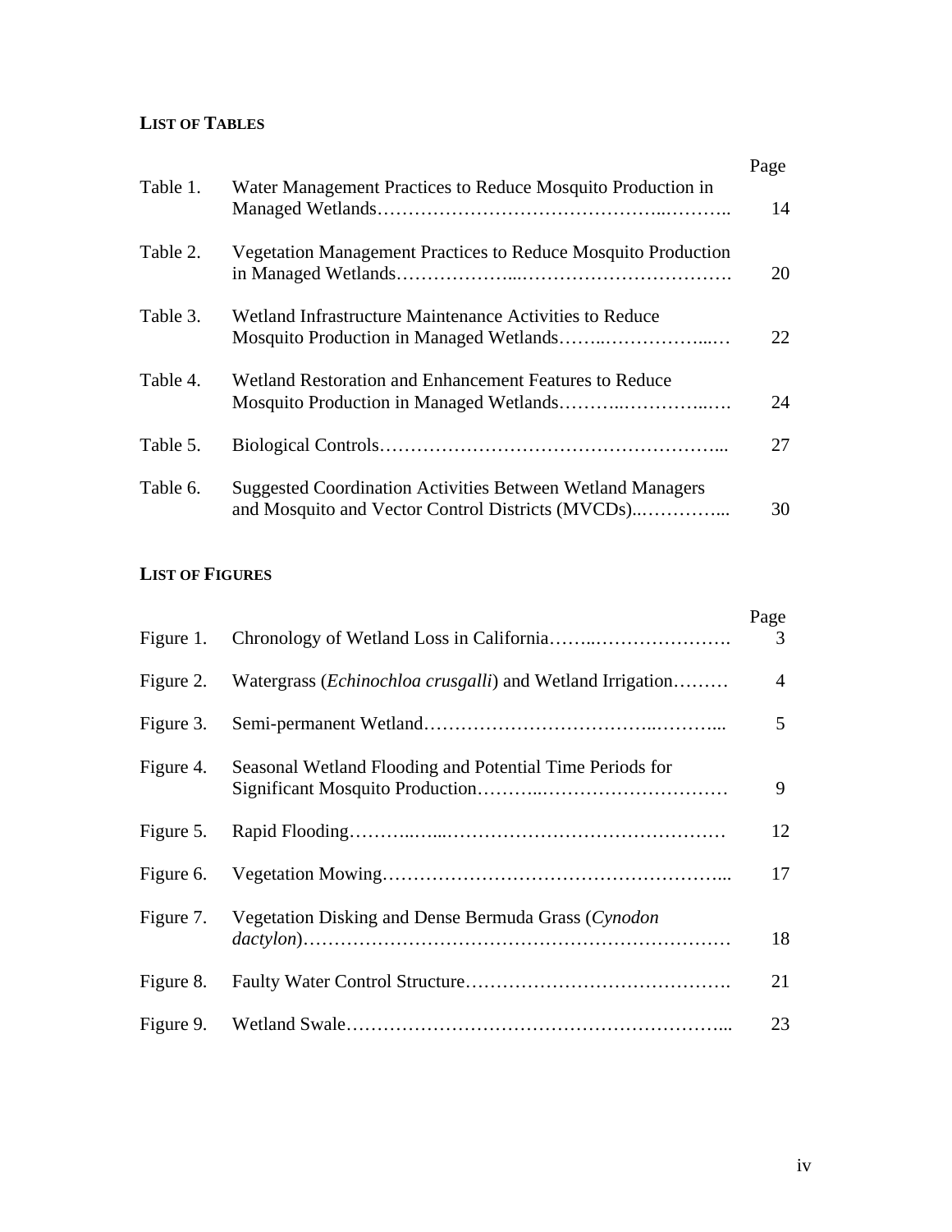## LIST OF TABLES

| | | Page |
|---|---|---|
| Table 1. | Water Management Practices to Reduce Mosquito Production in Managed Wetlands | 14 |
| Table 2. | Vegetation Management Practices to Reduce Mosquito Production in Managed Wetlands | 20 |
| Table 3. | Wetland Infrastructure Maintenance Activities to Reduce Mosquito Production in Managed Wetlands | 22 |
| Table 4. | Wetland Restoration and Enhancement Features to Reduce Mosquito Production in Managed Wetlands | 24 |
| Table 5. | Biological Controls | 27 |
| Table 6. | Suggested Coordination Activities Between Wetland Managers and Mosquito and Vector Control Districts (MVCDs) | 30 |

## LIST OF FIGURES

| | | Page |
|---|---|---|
| Figure 1. | Chronology of Wetland Loss in California | 3 |
| Figure 2. | Watergrass (*Echinochloa crusgalli*) and Wetland Irrigation | 4 |
| Figure 3. | Semi-permanent Wetland | 5 |
| Figure 4. | Seasonal Wetland Flooding and Potential Time Periods for Significant Mosquito Production | 9 |
| Figure 5. | Rapid Flooding | 12 |
| Figure 6. | Vegetation Mowing | 17 |
| Figure 7. | Vegetation Disking and Dense Bermuda Grass (*Cynodon dactylon*) | 18 |
| Figure 8. | Faulty Water Control Structure | 21 |
| Figure 9. | Wetland Swale | 23 |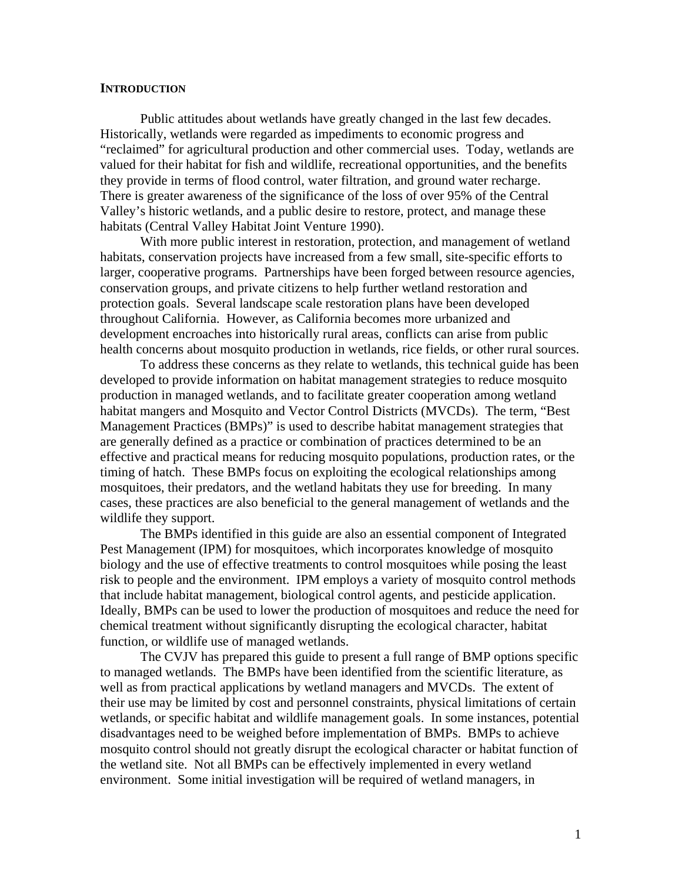## INTRODUCTION

Public attitudes about wetlands have greatly changed in the last few decades. Historically, wetlands were regarded as impediments to economic progress and "reclaimed" for agricultural production and other commercial uses. Today, wetlands are valued for their habitat for fish and wildlife, recreational opportunities, and the benefits they provide in terms of flood control, water filtration, and ground water recharge. There is greater awareness of the significance of the loss of over 95% of the Central Valley's historic wetlands, and a public desire to restore, protect, and manage these habitats (Central Valley Habitat Joint Venture 1990).

With more public interest in restoration, protection, and management of wetland habitats, conservation projects have increased from a few small, site-specific efforts to larger, cooperative programs. Partnerships have been forged between resource agencies, conservation groups, and private citizens to help further wetland restoration and protection goals. Several landscape scale restoration plans have been developed throughout California. However, as California becomes more urbanized and development encroaches into historically rural areas, conflicts can arise from public health concerns about mosquito production in wetlands, rice fields, or other rural sources.

To address these concerns as they relate to wetlands, this technical guide has been developed to provide information on habitat management strategies to reduce mosquito production in managed wetlands, and to facilitate greater cooperation among wetland habitat mangers and Mosquito and Vector Control Districts (MVCDs). The term, "Best Management Practices (BMPs)" is used to describe habitat management strategies that are generally defined as a practice or combination of practices determined to be an effective and practical means for reducing mosquito populations, production rates, or the timing of hatch. These BMPs focus on exploiting the ecological relationships among mosquitoes, their predators, and the wetland habitats they use for breeding. In many cases, these practices are also beneficial to the general management of wetlands and the wildlife they support.

The BMPs identified in this guide are also an essential component of Integrated Pest Management (IPM) for mosquitoes, which incorporates knowledge of mosquito biology and the use of effective treatments to control mosquitoes while posing the least risk to people and the environment. IPM employs a variety of mosquito control methods that include habitat management, biological control agents, and pesticide application. Ideally, BMPs can be used to lower the production of mosquitoes and reduce the need for chemical treatment without significantly disrupting the ecological character, habitat function, or wildlife use of managed wetlands.

The CVJV has prepared this guide to present a full range of BMP options specific to managed wetlands. The BMPs have been identified from the scientific literature, as well as from practical applications by wetland managers and MVCDs. The extent of their use may be limited by cost and personnel constraints, physical limitations of certain wetlands, or specific habitat and wildlife management goals. In some instances, potential disadvantages need to be weighed before implementation of BMPs. BMPs to achieve mosquito control should not greatly disrupt the ecological character or habitat function of the wetland site. Not all BMPs can be effectively implemented in every wetland environment. Some initial investigation will be required of wetland managers, in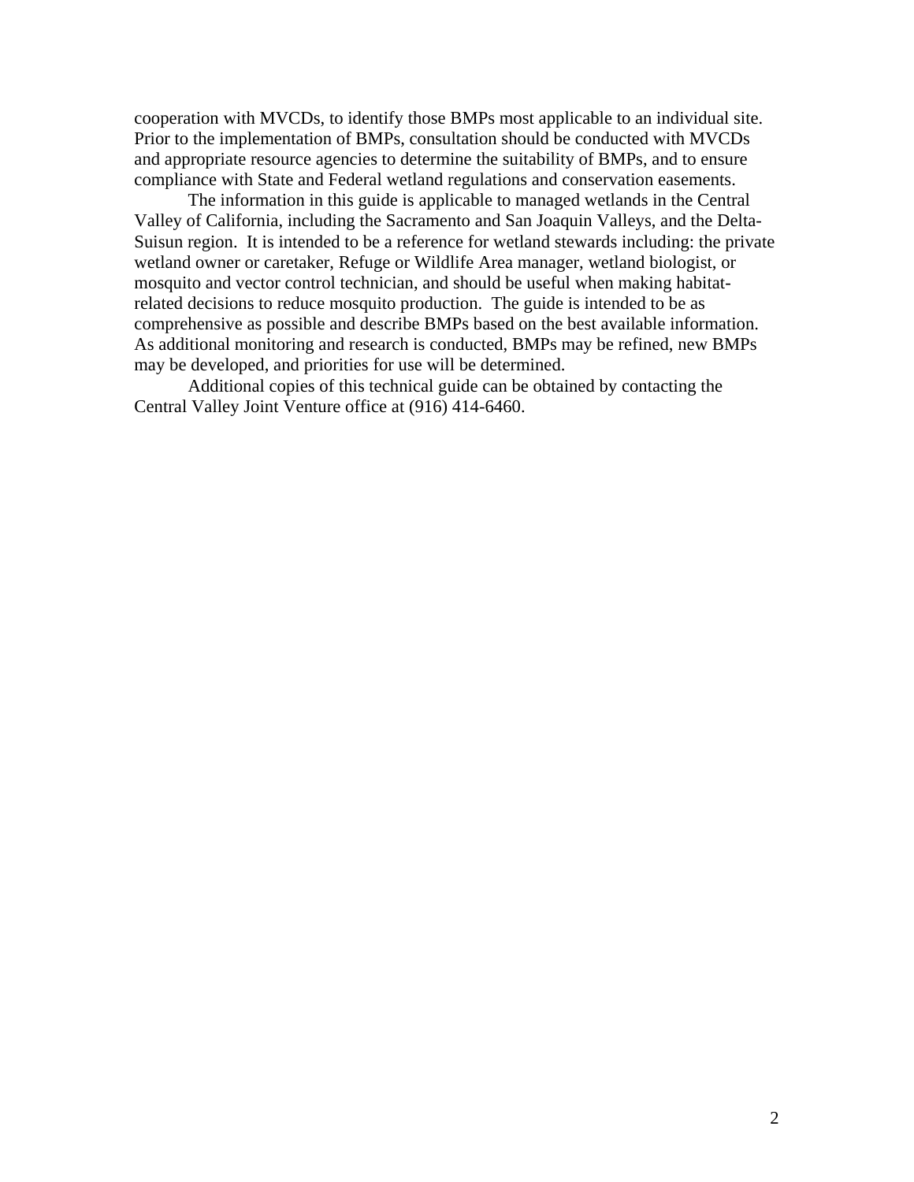cooperation with MVCDs, to identify those BMPs most applicable to an individual site. Prior to the implementation of BMPs, consultation should be conducted with MVCDs and appropriate resource agencies to determine the suitability of BMPs, and to ensure compliance with State and Federal wetland regulations and conservation easements.

The information in this guide is applicable to managed wetlands in the Central Valley of California, including the Sacramento and San Joaquin Valleys, and the Delta-Suisun region. It is intended to be a reference for wetland stewards including: the private wetland owner or caretaker, Refuge or Wildlife Area manager, wetland biologist, or mosquito and vector control technician, and should be useful when making habitat-related decisions to reduce mosquito production. The guide is intended to be as comprehensive as possible and describe BMPs based on the best available information. As additional monitoring and research is conducted, BMPs may be refined, new BMPs may be developed, and priorities for use will be determined.

Additional copies of this technical guide can be obtained by contacting the Central Valley Joint Venture office at (916) 414-6460.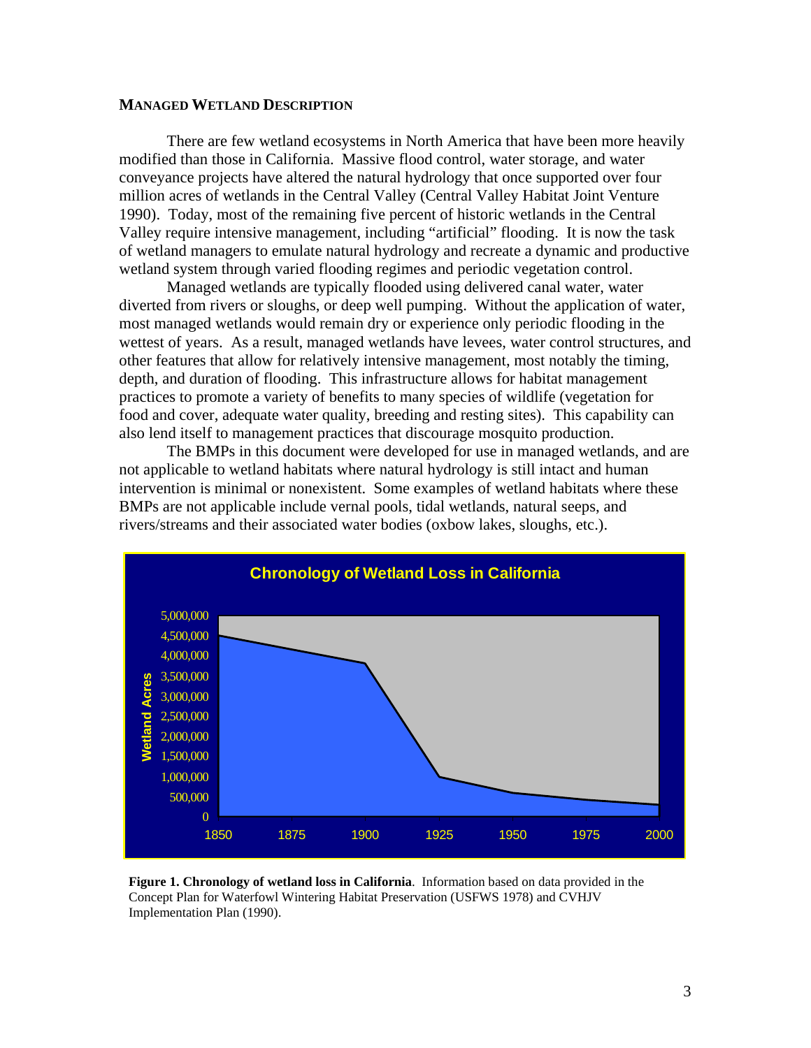## MANAGED WETLAND DESCRIPTION

There are few wetland ecosystems in North America that have been more heavily modified than those in California. Massive flood control, water storage, and water conveyance projects have altered the natural hydrology that once supported over four million acres of wetlands in the Central Valley (Central Valley Habitat Joint Venture 1990). Today, most of the remaining five percent of historic wetlands in the Central Valley require intensive management, including "artificial" flooding. It is now the task of wetland managers to emulate natural hydrology and recreate a dynamic and productive wetland system through varied flooding regimes and periodic vegetation control.

Managed wetlands are typically flooded using delivered canal water, water diverted from rivers or sloughs, or deep well pumping. Without the application of water, most managed wetlands would remain dry or experience only periodic flooding in the wettest of years. As a result, managed wetlands have levees, water control structures, and other features that allow for relatively intensive management, most notably the timing, depth, and duration of flooding. This infrastructure allows for habitat management practices to promote a variety of benefits to many species of wildlife (vegetation for food and cover, adequate water quality, breeding and resting sites). This capability can also lend itself to management practices that discourage mosquito production.

The BMPs in this document were developed for use in managed wetlands, and are not applicable to wetland habitats where natural hydrology is still intact and human intervention is minimal or nonexistent. Some examples of wetland habitats where these BMPs are not applicable include vernal pools, tidal wetlands, natural seeps, and rivers/streams and their associated water bodies (oxbow lakes, sloughs, etc.).

**Chronology of Wetland Loss in California**

| Year | Wetland Acres (approx.) |
|---|---|
| 1850 | 4,500,000 |
| 1900 | 3,800,000 |
| 1925 | 1,000,000 |
| 1950 | 600,000 |
| 1975 | 430,000 |
| 2000 | 300,000 |

**Figure 1. Chronology of wetland loss in California**. Information based on data provided in the Concept Plan for Waterfowl Wintering Habitat Preservation (USFWS 1978) and CVHJV Implementation Plan (1990).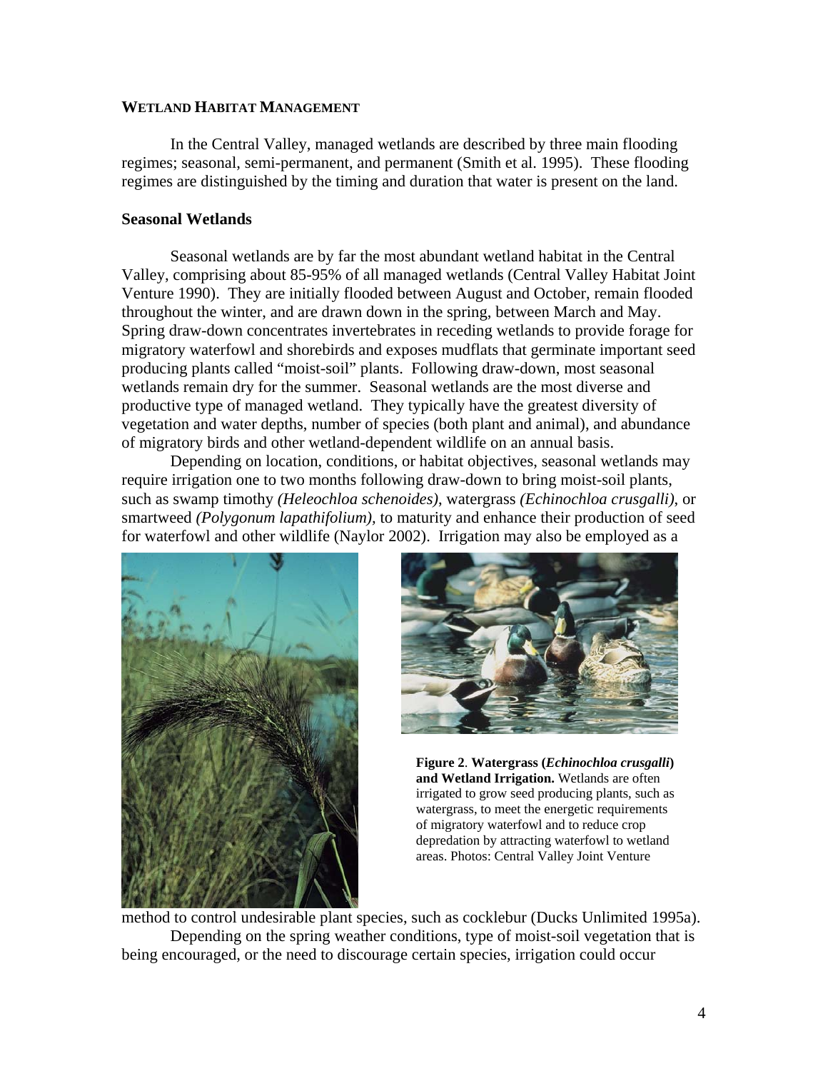## WETLAND HABITAT MANAGEMENT

In the Central Valley, managed wetlands are described by three main flooding regimes; seasonal, semi-permanent, and permanent (Smith et al. 1995). These flooding regimes are distinguished by the timing and duration that water is present on the land.

### Seasonal Wetlands

Seasonal wetlands are by far the most abundant wetland habitat in the Central Valley, comprising about 85-95% of all managed wetlands (Central Valley Habitat Joint Venture 1990). They are initially flooded between August and October, remain flooded throughout the winter, and are drawn down in the spring, between March and May. Spring draw-down concentrates invertebrates in receding wetlands to provide forage for migratory waterfowl and shorebirds and exposes mudflats that germinate important seed producing plants called "moist-soil" plants. Following draw-down, most seasonal wetlands remain dry for the summer. Seasonal wetlands are the most diverse and productive type of managed wetland. They typically have the greatest diversity of vegetation and water depths, number of species (both plant and animal), and abundance of migratory birds and other wetland-dependent wildlife on an annual basis.

Depending on location, conditions, or habitat objectives, seasonal wetlands may require irrigation one to two months following draw-down to bring moist-soil plants, such as swamp timothy *(Heleochloa schenoides)*, watergrass *(Echinochloa crusgalli)*, or smartweed *(Polygonum lapathifolium)*, to maturity and enhance their production of seed for waterfowl and other wildlife (Naylor 2002). Irrigation may also be employed as a method to control undesirable plant species, such as cocklebur (Ducks Unlimited 1995a).

**Figure 2**. **Watergrass (*Echinochloa crusgalli*) and Wetland Irrigation.** Wetlands are often irrigated to grow seed producing plants, such as watergrass, to meet the energetic requirements of migratory waterfowl and to reduce crop depredation by attracting waterfowl to wetland areas. Photos: Central Valley Joint Venture

Depending on the spring weather conditions, type of moist-soil vegetation that is being encouraged, or the need to discourage certain species, irrigation could occur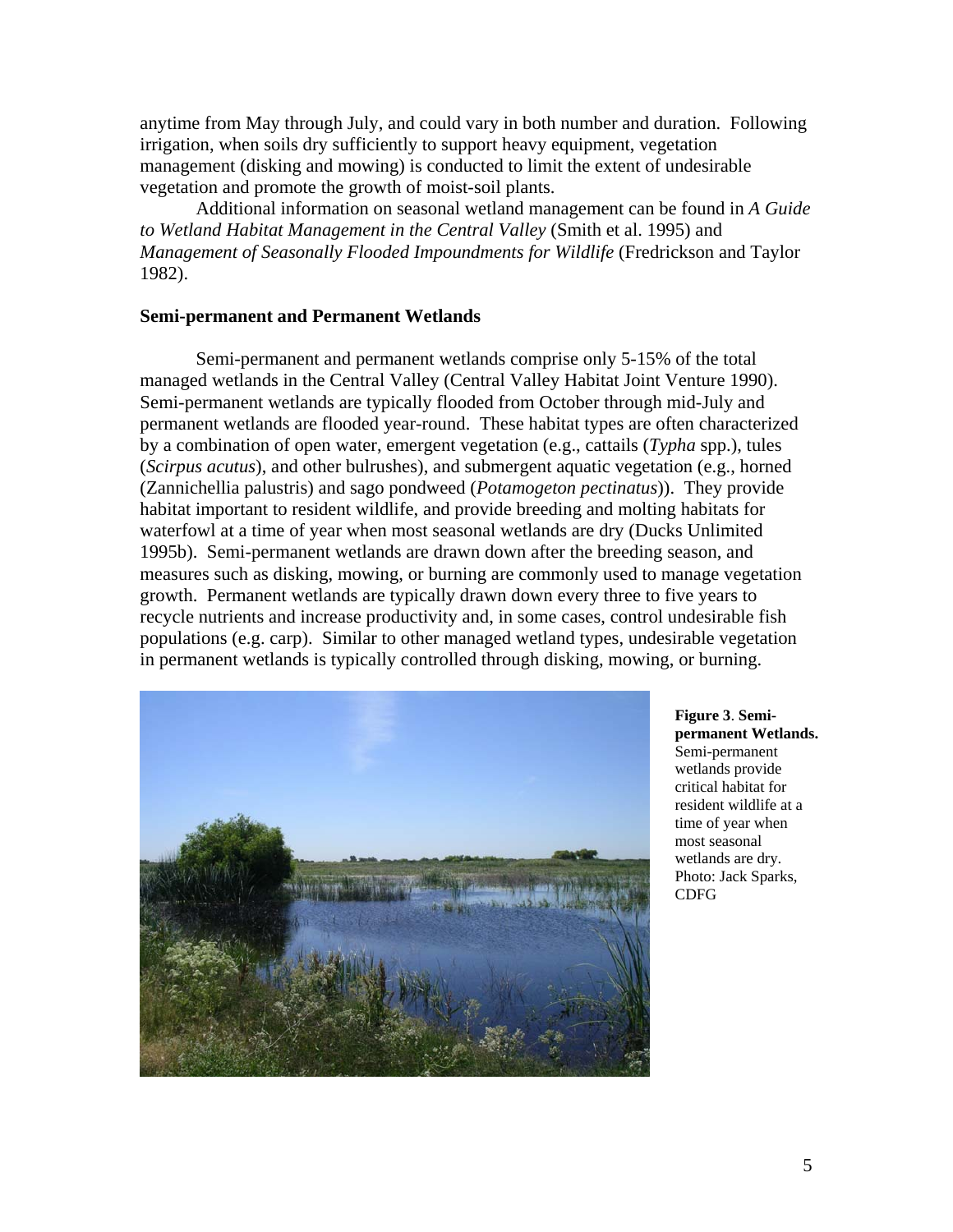anytime from May through July, and could vary in both number and duration. Following irrigation, when soils dry sufficiently to support heavy equipment, vegetation management (disking and mowing) is conducted to limit the extent of undesirable vegetation and promote the growth of moist-soil plants.

Additional information on seasonal wetland management can be found in *A Guide to Wetland Habitat Management in the Central Valley* (Smith et al. 1995) and *Management of Seasonally Flooded Impoundments for Wildlife* (Fredrickson and Taylor 1982).

### Semi-permanent and Permanent Wetlands

Semi-permanent and permanent wetlands comprise only 5-15% of the total managed wetlands in the Central Valley (Central Valley Habitat Joint Venture 1990). Semi-permanent wetlands are typically flooded from October through mid-July and permanent wetlands are flooded year-round. These habitat types are often characterized by a combination of open water, emergent vegetation (e.g., cattails (*Typha* spp.), tules (*Scirpus acutus*), and other bulrushes), and submergent aquatic vegetation (e.g., horned (Zannichellia palustris) and sago pondweed (*Potamogeton pectinatus*)). They provide habitat important to resident wildlife, and provide breeding and molting habitats for waterfowl at a time of year when most seasonal wetlands are dry (Ducks Unlimited 1995b). Semi-permanent wetlands are drawn down after the breeding season, and measures such as disking, mowing, or burning are commonly used to manage vegetation growth. Permanent wetlands are typically drawn down every three to five years to recycle nutrients and increase productivity and, in some cases, control undesirable fish populations (e.g. carp). Similar to other managed wetland types, undesirable vegetation in permanent wetlands is typically controlled through disking, mowing, or burning.

**Figure 3**. **Semi-permanent Wetlands.** Semi-permanent wetlands provide critical habitat for resident wildlife at a time of year when most seasonal wetlands are dry. Photo: Jack Sparks, CDFG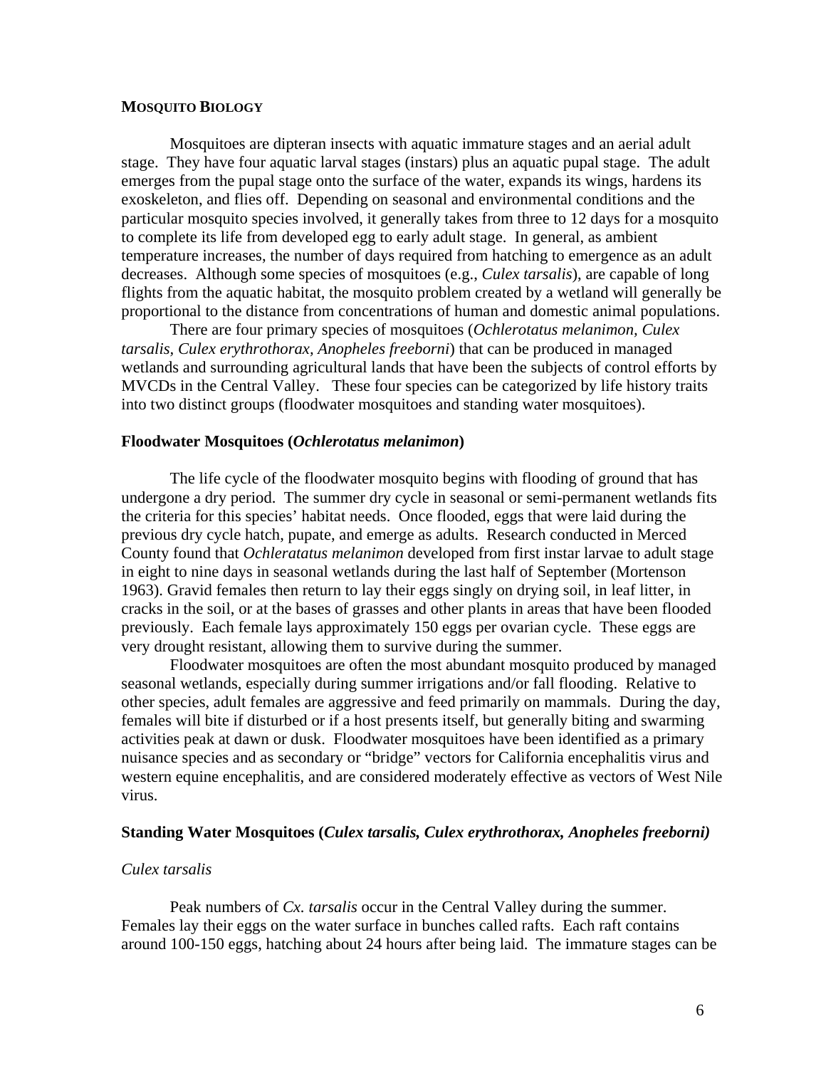## MOSQUITO BIOLOGY

Mosquitoes are dipteran insects with aquatic immature stages and an aerial adult stage. They have four aquatic larval stages (instars) plus an aquatic pupal stage. The adult emerges from the pupal stage onto the surface of the water, expands its wings, hardens its exoskeleton, and flies off. Depending on seasonal and environmental conditions and the particular mosquito species involved, it generally takes from three to 12 days for a mosquito to complete its life from developed egg to early adult stage. In general, as ambient temperature increases, the number of days required from hatching to emergence as an adult decreases. Although some species of mosquitoes (e.g., *Culex tarsalis*), are capable of long flights from the aquatic habitat, the mosquito problem created by a wetland will generally be proportional to the distance from concentrations of human and domestic animal populations.

There are four primary species of mosquitoes (*Ochlerotatus melanimon, Culex tarsalis, Culex erythrothorax, Anopheles freeborni*) that can be produced in managed wetlands and surrounding agricultural lands that have been the subjects of control efforts by MVCDs in the Central Valley. These four species can be categorized by life history traits into two distinct groups (floodwater mosquitoes and standing water mosquitoes).

### Floodwater Mosquitoes (*Ochlerotatus melanimon*)

The life cycle of the floodwater mosquito begins with flooding of ground that has undergone a dry period. The summer dry cycle in seasonal or semi-permanent wetlands fits the criteria for this species' habitat needs. Once flooded, eggs that were laid during the previous dry cycle hatch, pupate, and emerge as adults. Research conducted in Merced County found that *Ochleratatus melanimon* developed from first instar larvae to adult stage in eight to nine days in seasonal wetlands during the last half of September (Mortenson 1963). Gravid females then return to lay their eggs singly on drying soil, in leaf litter, in cracks in the soil, or at the bases of grasses and other plants in areas that have been flooded previously. Each female lays approximately 150 eggs per ovarian cycle. These eggs are very drought resistant, allowing them to survive during the summer.

Floodwater mosquitoes are often the most abundant mosquito produced by managed seasonal wetlands, especially during summer irrigations and/or fall flooding. Relative to other species, adult females are aggressive and feed primarily on mammals. During the day, females will bite if disturbed or if a host presents itself, but generally biting and swarming activities peak at dawn or dusk. Floodwater mosquitoes have been identified as a primary nuisance species and as secondary or "bridge" vectors for California encephalitis virus and western equine encephalitis, and are considered moderately effective as vectors of West Nile virus.

### Standing Water Mosquitoes (*Culex tarsalis, Culex erythrothorax, Anopheles freeborni*)

#### *Culex tarsalis*

Peak numbers of *Cx. tarsalis* occur in the Central Valley during the summer. Females lay their eggs on the water surface in bunches called rafts. Each raft contains around 100-150 eggs, hatching about 24 hours after being laid. The immature stages can be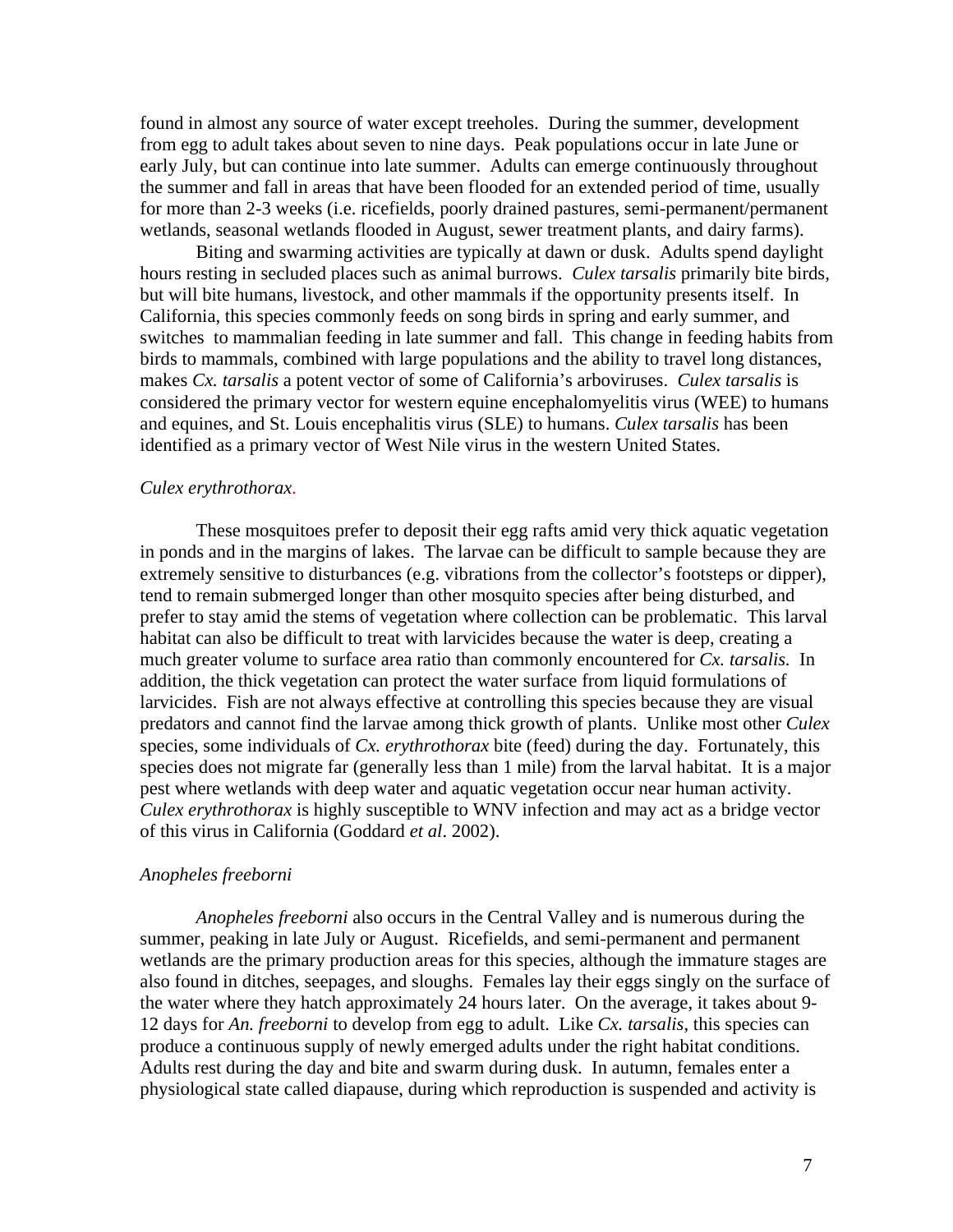found in almost any source of water except treeholes. During the summer, development from egg to adult takes about seven to nine days. Peak populations occur in late June or early July, but can continue into late summer. Adults can emerge continuously throughout the summer and fall in areas that have been flooded for an extended period of time, usually for more than 2-3 weeks (i.e. ricefields, poorly drained pastures, semi-permanent/permanent wetlands, seasonal wetlands flooded in August, sewer treatment plants, and dairy farms).

Biting and swarming activities are typically at dawn or dusk. Adults spend daylight hours resting in secluded places such as animal burrows. *Culex tarsalis* primarily bite birds, but will bite humans, livestock, and other mammals if the opportunity presents itself. In California, this species commonly feeds on song birds in spring and early summer, and switches to mammalian feeding in late summer and fall. This change in feeding habits from birds to mammals, combined with large populations and the ability to travel long distances, makes *Cx. tarsalis* a potent vector of some of California's arboviruses. *Culex tarsalis* is considered the primary vector for western equine encephalomyelitis virus (WEE) to humans and equines, and St. Louis encephalitis virus (SLE) to humans. *Culex tarsalis* has been identified as a primary vector of West Nile virus in the western United States.

*Culex erythrothorax*.

These mosquitoes prefer to deposit their egg rafts amid very thick aquatic vegetation in ponds and in the margins of lakes. The larvae can be difficult to sample because they are extremely sensitive to disturbances (e.g. vibrations from the collector's footsteps or dipper), tend to remain submerged longer than other mosquito species after being disturbed, and prefer to stay amid the stems of vegetation where collection can be problematic. This larval habitat can also be difficult to treat with larvicides because the water is deep, creating a much greater volume to surface area ratio than commonly encountered for *Cx. tarsalis.* In addition, the thick vegetation can protect the water surface from liquid formulations of larvicides. Fish are not always effective at controlling this species because they are visual predators and cannot find the larvae among thick growth of plants. Unlike most other *Culex* species, some individuals of *Cx. erythrothorax* bite (feed) during the day. Fortunately, this species does not migrate far (generally less than 1 mile) from the larval habitat. It is a major pest where wetlands with deep water and aquatic vegetation occur near human activity. *Culex erythrothorax* is highly susceptible to WNV infection and may act as a bridge vector of this virus in California (Goddard *et al*. 2002).

*Anopheles freeborni*

*Anopheles freeborni* also occurs in the Central Valley and is numerous during the summer, peaking in late July or August. Ricefields, and semi-permanent and permanent wetlands are the primary production areas for this species, although the immature stages are also found in ditches, seepages, and sloughs. Females lay their eggs singly on the surface of the water where they hatch approximately 24 hours later. On the average, it takes about 9-12 days for *An. freeborni* to develop from egg to adult. Like *Cx. tarsalis*, this species can produce a continuous supply of newly emerged adults under the right habitat conditions. Adults rest during the day and bite and swarm during dusk. In autumn, females enter a physiological state called diapause, during which reproduction is suspended and activity is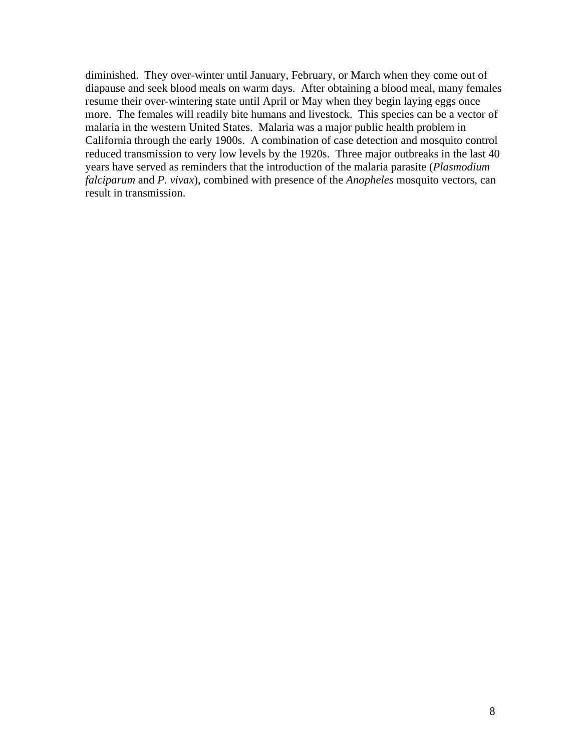diminished. They over-winter until January, February, or March when they come out of diapause and seek blood meals on warm days. After obtaining a blood meal, many females resume their over-wintering state until April or May when they begin laying eggs once more. The females will readily bite humans and livestock. This species can be a vector of malaria in the western United States. Malaria was a major public health problem in California through the early 1900s. A combination of case detection and mosquito control reduced transmission to very low levels by the 1920s. Three major outbreaks in the last 40 years have served as reminders that the introduction of the malaria parasite (*Plasmodium falciparum* and *P. vivax*), combined with presence of the *Anopheles* mosquito vectors, can result in transmission.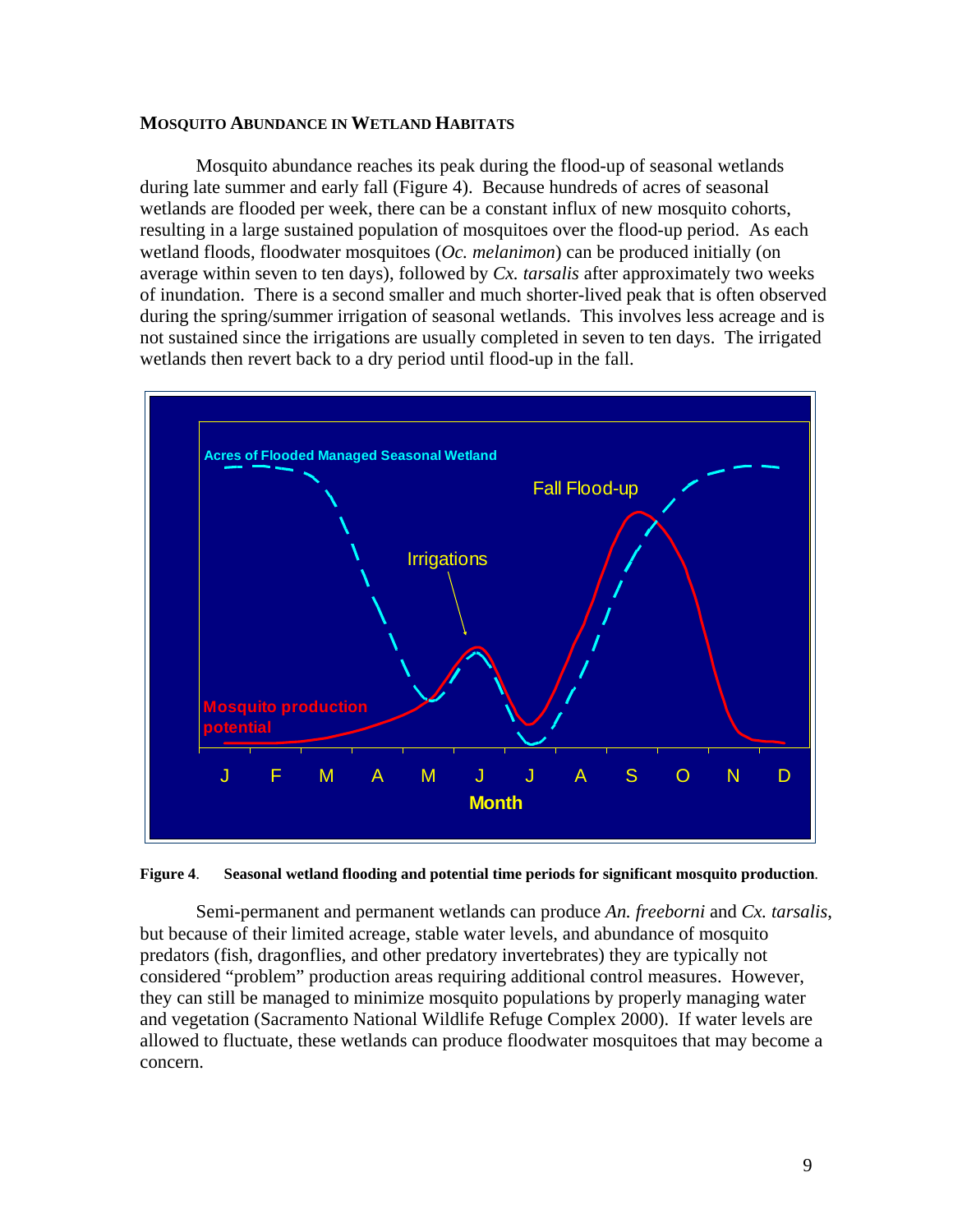### Mosquito Abundance in Wetland Habitats

Mosquito abundance reaches its peak during the flood-up of seasonal wetlands during late summer and early fall (Figure 4). Because hundreds of acres of seasonal wetlands are flooded per week, there can be a constant influx of new mosquito cohorts, resulting in a large sustained population of mosquitoes over the flood-up period. As each wetland floods, floodwater mosquitoes (*Oc. melanimon*) can be produced initially (on average within seven to ten days), followed by *Cx. tarsalis* after approximately two weeks of inundation. There is a second smaller and much shorter-lived peak that is often observed during the spring/summer irrigation of seasonal wetlands. This involves less acreage and is not sustained since the irrigations are usually completed in seven to ten days. The irrigated wetlands then revert back to a dry period until flood-up in the fall.

**Figure 4**. **Seasonal wetland flooding and potential time periods for significant mosquito production**.

Semi-permanent and permanent wetlands can produce *An. freeborni* and *Cx. tarsalis*, but because of their limited acreage, stable water levels, and abundance of mosquito predators (fish, dragonflies, and other predatory invertebrates) they are typically not considered "problem" production areas requiring additional control measures. However, they can still be managed to minimize mosquito populations by properly managing water and vegetation (Sacramento National Wildlife Refuge Complex 2000). If water levels are allowed to fluctuate, these wetlands can produce floodwater mosquitoes that may become a concern.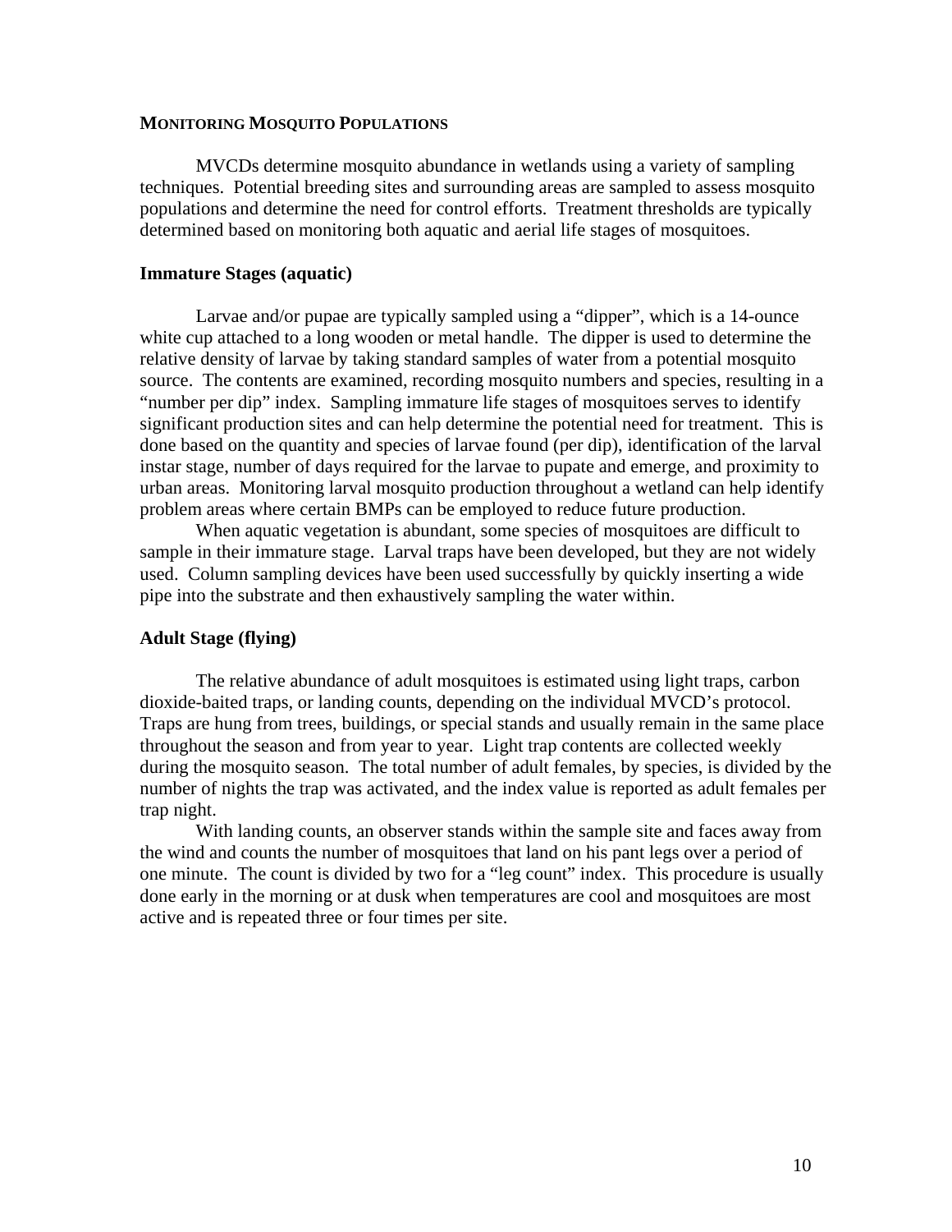## MONITORING MOSQUITO POPULATIONS

MVCDs determine mosquito abundance in wetlands using a variety of sampling techniques. Potential breeding sites and surrounding areas are sampled to assess mosquito populations and determine the need for control efforts. Treatment thresholds are typically determined based on monitoring both aquatic and aerial life stages of mosquitoes.

### Immature Stages (aquatic)

Larvae and/or pupae are typically sampled using a "dipper", which is a 14-ounce white cup attached to a long wooden or metal handle. The dipper is used to determine the relative density of larvae by taking standard samples of water from a potential mosquito source. The contents are examined, recording mosquito numbers and species, resulting in a "number per dip" index. Sampling immature life stages of mosquitoes serves to identify significant production sites and can help determine the potential need for treatment. This is done based on the quantity and species of larvae found (per dip), identification of the larval instar stage, number of days required for the larvae to pupate and emerge, and proximity to urban areas. Monitoring larval mosquito production throughout a wetland can help identify problem areas where certain BMPs can be employed to reduce future production.

When aquatic vegetation is abundant, some species of mosquitoes are difficult to sample in their immature stage. Larval traps have been developed, but they are not widely used. Column sampling devices have been used successfully by quickly inserting a wide pipe into the substrate and then exhaustively sampling the water within.

### Adult Stage (flying)

The relative abundance of adult mosquitoes is estimated using light traps, carbon dioxide-baited traps, or landing counts, depending on the individual MVCD's protocol. Traps are hung from trees, buildings, or special stands and usually remain in the same place throughout the season and from year to year. Light trap contents are collected weekly during the mosquito season. The total number of adult females, by species, is divided by the number of nights the trap was activated, and the index value is reported as adult females per trap night.

With landing counts, an observer stands within the sample site and faces away from the wind and counts the number of mosquitoes that land on his pant legs over a period of one minute. The count is divided by two for a "leg count" index. This procedure is usually done early in the morning or at dusk when temperatures are cool and mosquitoes are most active and is repeated three or four times per site.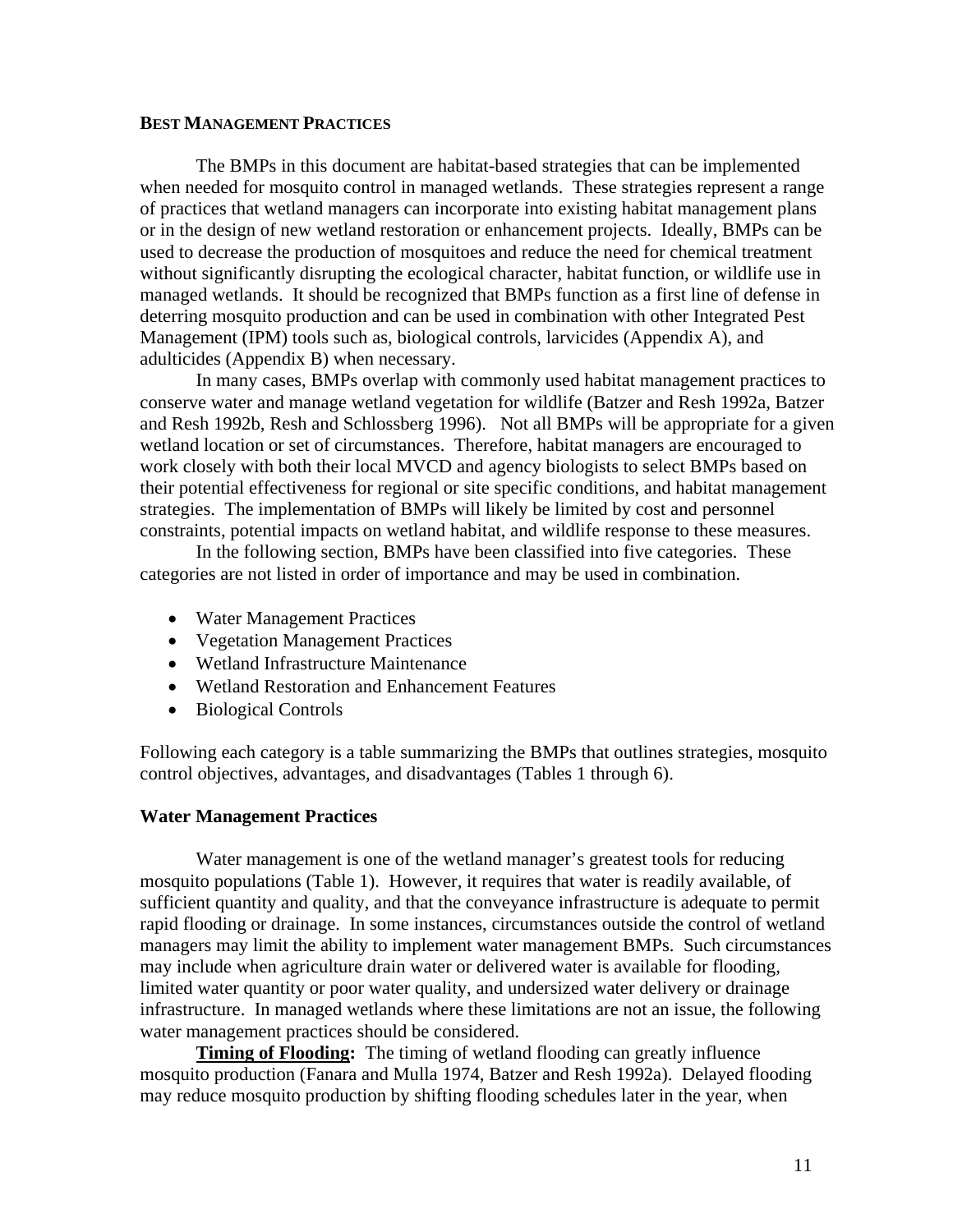## BEST MANAGEMENT PRACTICES

The BMPs in this document are habitat-based strategies that can be implemented when needed for mosquito control in managed wetlands. These strategies represent a range of practices that wetland managers can incorporate into existing habitat management plans or in the design of new wetland restoration or enhancement projects. Ideally, BMPs can be used to decrease the production of mosquitoes and reduce the need for chemical treatment without significantly disrupting the ecological character, habitat function, or wildlife use in managed wetlands. It should be recognized that BMPs function as a first line of defense in deterring mosquito production and can be used in combination with other Integrated Pest Management (IPM) tools such as, biological controls, larvicides (Appendix A), and adulticides (Appendix B) when necessary.

In many cases, BMPs overlap with commonly used habitat management practices to conserve water and manage wetland vegetation for wildlife (Batzer and Resh 1992a, Batzer and Resh 1992b, Resh and Schlossberg 1996). Not all BMPs will be appropriate for a given wetland location or set of circumstances. Therefore, habitat managers are encouraged to work closely with both their local MVCD and agency biologists to select BMPs based on their potential effectiveness for regional or site specific conditions, and habitat management strategies. The implementation of BMPs will likely be limited by cost and personnel constraints, potential impacts on wetland habitat, and wildlife response to these measures.

In the following section, BMPs have been classified into five categories. These categories are not listed in order of importance and may be used in combination.

- Water Management Practices
- Vegetation Management Practices
- Wetland Infrastructure Maintenance
- Wetland Restoration and Enhancement Features
- Biological Controls

Following each category is a table summarizing the BMPs that outlines strategies, mosquito control objectives, advantages, and disadvantages (Tables 1 through 6).

### Water Management Practices

Water management is one of the wetland manager's greatest tools for reducing mosquito populations (Table 1). However, it requires that water is readily available, of sufficient quantity and quality, and that the conveyance infrastructure is adequate to permit rapid flooding or drainage. In some instances, circumstances outside the control of wetland managers may limit the ability to implement water management BMPs. Such circumstances may include when agriculture drain water or delivered water is available for flooding, limited water quantity or poor water quality, and undersized water delivery or drainage infrastructure. In managed wetlands where these limitations are not an issue, the following water management practices should be considered.

**Timing of Flooding:** The timing of wetland flooding can greatly influence mosquito production (Fanara and Mulla 1974, Batzer and Resh 1992a). Delayed flooding may reduce mosquito production by shifting flooding schedules later in the year, when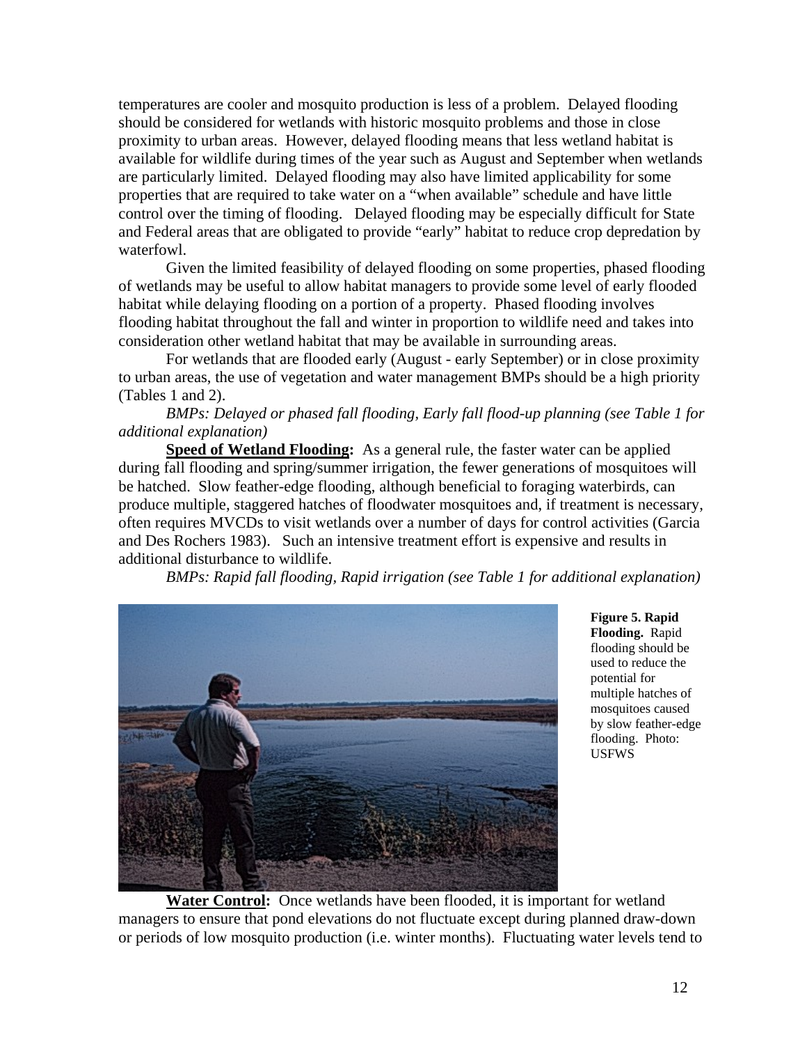temperatures are cooler and mosquito production is less of a problem. Delayed flooding should be considered for wetlands with historic mosquito problems and those in close proximity to urban areas. However, delayed flooding means that less wetland habitat is available for wildlife during times of the year such as August and September when wetlands are particularly limited. Delayed flooding may also have limited applicability for some properties that are required to take water on a "when available" schedule and have little control over the timing of flooding. Delayed flooding may be especially difficult for State and Federal areas that are obligated to provide "early" habitat to reduce crop depredation by waterfowl.

Given the limited feasibility of delayed flooding on some properties, phased flooding of wetlands may be useful to allow habitat managers to provide some level of early flooded habitat while delaying flooding on a portion of a property. Phased flooding involves flooding habitat throughout the fall and winter in proportion to wildlife need and takes into consideration other wetland habitat that may be available in surrounding areas.

For wetlands that are flooded early (August - early September) or in close proximity to urban areas, the use of vegetation and water management BMPs should be a high priority (Tables 1 and 2).

*BMPs: Delayed or phased fall flooding, Early fall flood-up planning (see Table 1 for additional explanation)*

**Speed of Wetland Flooding:** As a general rule, the faster water can be applied during fall flooding and spring/summer irrigation, the fewer generations of mosquitoes will be hatched. Slow feather-edge flooding, although beneficial to foraging waterbirds, can produce multiple, staggered hatches of floodwater mosquitoes and, if treatment is necessary, often requires MVCDs to visit wetlands over a number of days for control activities (Garcia and Des Rochers 1983). Such an intensive treatment effort is expensive and results in additional disturbance to wildlife.

*BMPs: Rapid fall flooding, Rapid irrigation (see Table 1 for additional explanation)*

**Figure 5. Rapid Flooding.** Rapid flooding should be used to reduce the potential for multiple hatches of mosquitoes caused by slow feather-edge flooding. Photo: USFWS

**Water Control:** Once wetlands have been flooded, it is important for wetland managers to ensure that pond elevations do not fluctuate except during planned draw-down or periods of low mosquito production (i.e. winter months). Fluctuating water levels tend to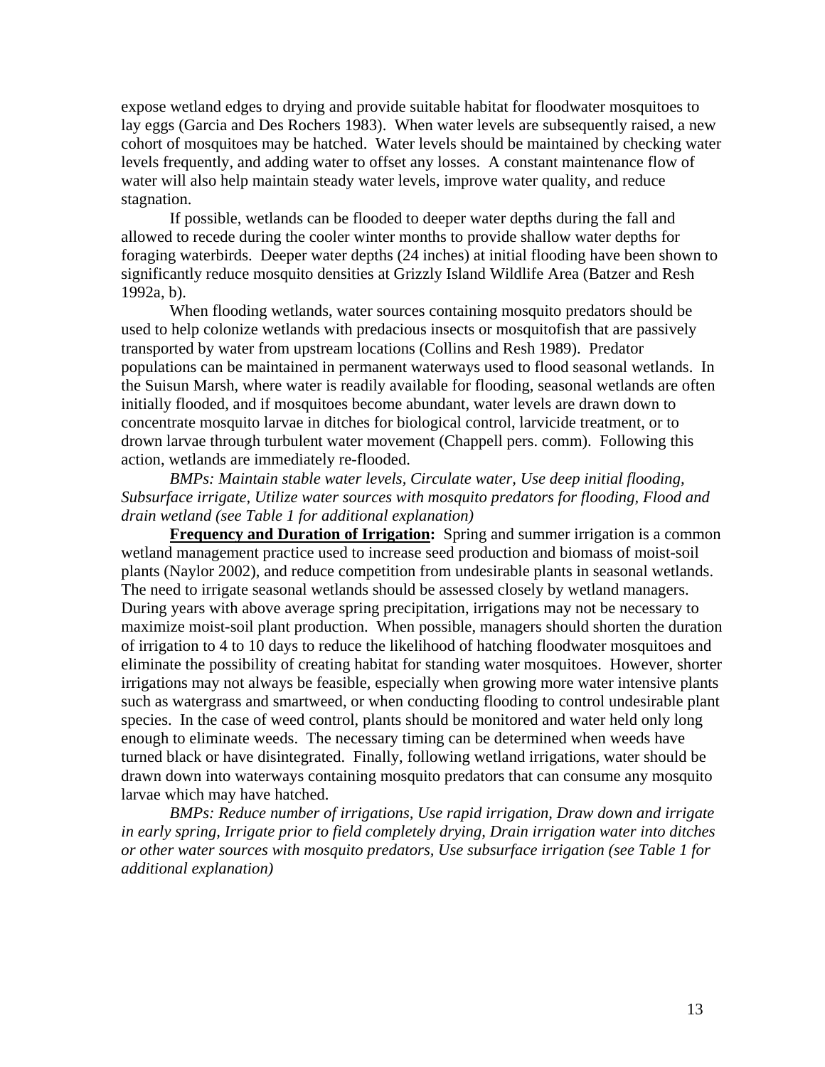expose wetland edges to drying and provide suitable habitat for floodwater mosquitoes to lay eggs (Garcia and Des Rochers 1983). When water levels are subsequently raised, a new cohort of mosquitoes may be hatched. Water levels should be maintained by checking water levels frequently, and adding water to offset any losses. A constant maintenance flow of water will also help maintain steady water levels, improve water quality, and reduce stagnation.

If possible, wetlands can be flooded to deeper water depths during the fall and allowed to recede during the cooler winter months to provide shallow water depths for foraging waterbirds. Deeper water depths (24 inches) at initial flooding have been shown to significantly reduce mosquito densities at Grizzly Island Wildlife Area (Batzer and Resh 1992a, b).

When flooding wetlands, water sources containing mosquito predators should be used to help colonize wetlands with predacious insects or mosquitofish that are passively transported by water from upstream locations (Collins and Resh 1989). Predator populations can be maintained in permanent waterways used to flood seasonal wetlands. In the Suisun Marsh, where water is readily available for flooding, seasonal wetlands are often initially flooded, and if mosquitoes become abundant, water levels are drawn down to concentrate mosquito larvae in ditches for biological control, larvicide treatment, or to drown larvae through turbulent water movement (Chappell pers. comm). Following this action, wetlands are immediately re-flooded.

*BMPs: Maintain stable water levels, Circulate water, Use deep initial flooding, Subsurface irrigate, Utilize water sources with mosquito predators for flooding, Flood and drain wetland (see Table 1 for additional explanation)*

**Frequency and Duration of Irrigation:** Spring and summer irrigation is a common wetland management practice used to increase seed production and biomass of moist-soil plants (Naylor 2002), and reduce competition from undesirable plants in seasonal wetlands. The need to irrigate seasonal wetlands should be assessed closely by wetland managers. During years with above average spring precipitation, irrigations may not be necessary to maximize moist-soil plant production. When possible, managers should shorten the duration of irrigation to 4 to 10 days to reduce the likelihood of hatching floodwater mosquitoes and eliminate the possibility of creating habitat for standing water mosquitoes. However, shorter irrigations may not always be feasible, especially when growing more water intensive plants such as watergrass and smartweed, or when conducting flooding to control undesirable plant species. In the case of weed control, plants should be monitored and water held only long enough to eliminate weeds. The necessary timing can be determined when weeds have turned black or have disintegrated. Finally, following wetland irrigations, water should be drawn down into waterways containing mosquito predators that can consume any mosquito larvae which may have hatched.

*BMPs: Reduce number of irrigations, Use rapid irrigation, Draw down and irrigate in early spring, Irrigate prior to field completely drying, Drain irrigation water into ditches or other water sources with mosquito predators, Use subsurface irrigation (see Table 1 for additional explanation)*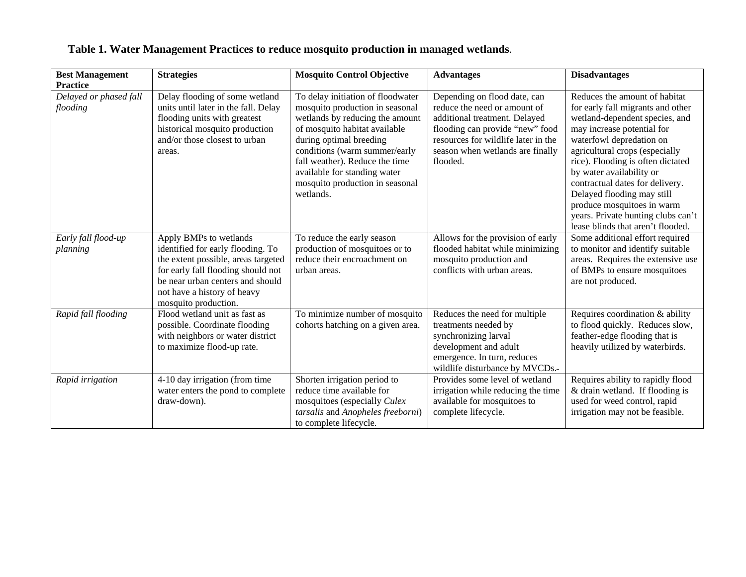**Table 1. Water Management Practices to reduce mosquito production in managed wetlands**.

| Best Management Practice | Strategies | Mosquito Control Objective | Advantages | Disadvantages |
|---|---|---|---|---|
| *Delayed or phased fall flooding* | Delay flooding of some wetland units until later in the fall. Delay flooding units with greatest historical mosquito production and/or those closest to urban areas. | To delay initiation of floodwater mosquito production in seasonal wetlands by reducing the amount of mosquito habitat available during optimal breeding conditions (warm summer/early fall weather). Reduce the time available for standing water mosquito production in seasonal wetlands. | Depending on flood date, can reduce the need or amount of additional treatment. Delayed flooding can provide "new" food resources for wildlife later in the season when wetlands are finally flooded. | Reduces the amount of habitat for early fall migrants and other wetland-dependent species, and may increase potential for waterfowl depredation on agricultural crops (especially rice). Flooding is often dictated by water availability or contractual dates for delivery. Delayed flooding may still produce mosquitoes in warm years. Private hunting clubs can't lease blinds that aren't flooded. |
| *Early fall flood-up planning* | Apply BMPs to wetlands identified for early flooding. To the extent possible, areas targeted for early fall flooding should not be near urban centers and should not have a history of heavy mosquito production. | To reduce the early season production of mosquitoes or to reduce their encroachment on urban areas. | Allows for the provision of early flooded habitat while minimizing mosquito production and conflicts with urban areas. | Some additional effort required to monitor and identify suitable areas. Requires the extensive use of BMPs to ensure mosquitoes are not produced. |
| *Rapid fall flooding* | Flood wetland unit as fast as possible. Coordinate flooding with neighbors or water district to maximize flood-up rate. | To minimize number of mosquito cohorts hatching on a given area. | Reduces the need for multiple treatments needed by synchronizing larval development and adult emergence. In turn, reduces wildlife disturbance by MVCDs. | Requires coordination & ability to flood quickly. Reduces slow, feather-edge flooding that is heavily utilized by waterbirds. |
| *Rapid irrigation* | 4-10 day irrigation (from time water enters the pond to complete draw-down). | Shorten irrigation period to reduce time available for mosquitoes (especially *Culex tarsalis* and *Anopheles freeborni*) to complete lifecycle. | Provides some level of wetland irrigation while reducing the time available for mosquitoes to complete lifecycle. | Requires ability to rapidly flood & drain wetland. If flooding is used for weed control, rapid irrigation may not be feasible. |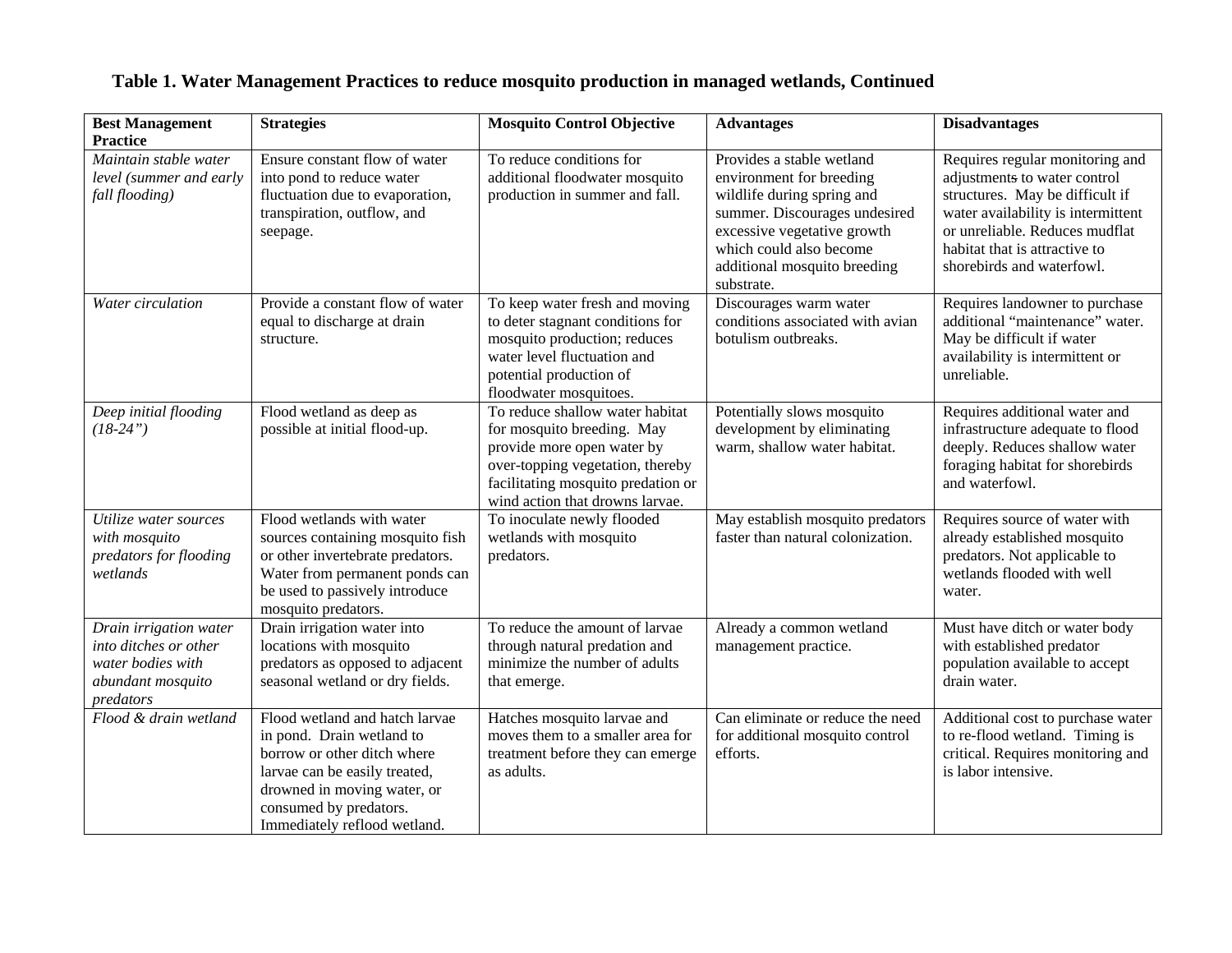**Table 1. Water Management Practices to reduce mosquito production in managed wetlands, Continued**

| Best Management Practice | Strategies | Mosquito Control Objective | Advantages | Disadvantages |
|---|---|---|---|---|
| *Maintain stable water level (summer and early fall flooding)* | Ensure constant flow of water into pond to reduce water fluctuation due to evaporation, transpiration, outflow, and seepage. | To reduce conditions for additional floodwater mosquito production in summer and fall. | Provides a stable wetland environment for breeding wildlife during spring and summer. Discourages undesired excessive vegetative growth which could also become additional mosquito breeding substrate. | Requires regular monitoring and adjustments to water control structures. May be difficult if water availability is intermittent or unreliable. Reduces mudflat habitat that is attractive to shorebirds and waterfowl. |
| *Water circulation* | Provide a constant flow of water equal to discharge at drain structure. | To keep water fresh and moving to deter stagnant conditions for mosquito production; reduces water level fluctuation and potential production of floodwater mosquitoes. | Discourages warm water conditions associated with avian botulism outbreaks. | Requires landowner to purchase additional "maintenance" water. May be difficult if water availability is intermittent or unreliable. |
| *Deep initial flooding (18-24")* | Flood wetland as deep as possible at initial flood-up. | To reduce shallow water habitat for mosquito breeding. May provide more open water by over-topping vegetation, thereby facilitating mosquito predation or wind action that drowns larvae. | Potentially slows mosquito development by eliminating warm, shallow water habitat. | Requires additional water and infrastructure adequate to flood deeply. Reduces shallow water foraging habitat for shorebirds and waterfowl. |
| *Utilize water sources with mosquito predators for flooding wetlands* | Flood wetlands with water sources containing mosquito fish or other invertebrate predators. Water from permanent ponds can be used to passively introduce mosquito predators. | To inoculate newly flooded wetlands with mosquito predators. | May establish mosquito predators faster than natural colonization. | Requires source of water with already established mosquito predators. Not applicable to wetlands flooded with well water. |
| *Drain irrigation water into ditches or other water bodies with abundant mosquito predators* | Drain irrigation water into locations with mosquito predators as opposed to adjacent seasonal wetland or dry fields. | To reduce the amount of larvae through natural predation and minimize the number of adults that emerge. | Already a common wetland management practice. | Must have ditch or water body with established predator population available to accept drain water. |
| *Flood & drain wetland* | Flood wetland and hatch larvae in pond. Drain wetland to borrow or other ditch where larvae can be easily treated, drowned in moving water, or consumed by predators. Immediately reflood wetland. | Hatches mosquito larvae and moves them to a smaller area for treatment before they can emerge as adults. | Can eliminate or reduce the need for additional mosquito control efforts. | Additional cost to purchase water to re-flood wetland. Timing is critical. Requires monitoring and is labor intensive. |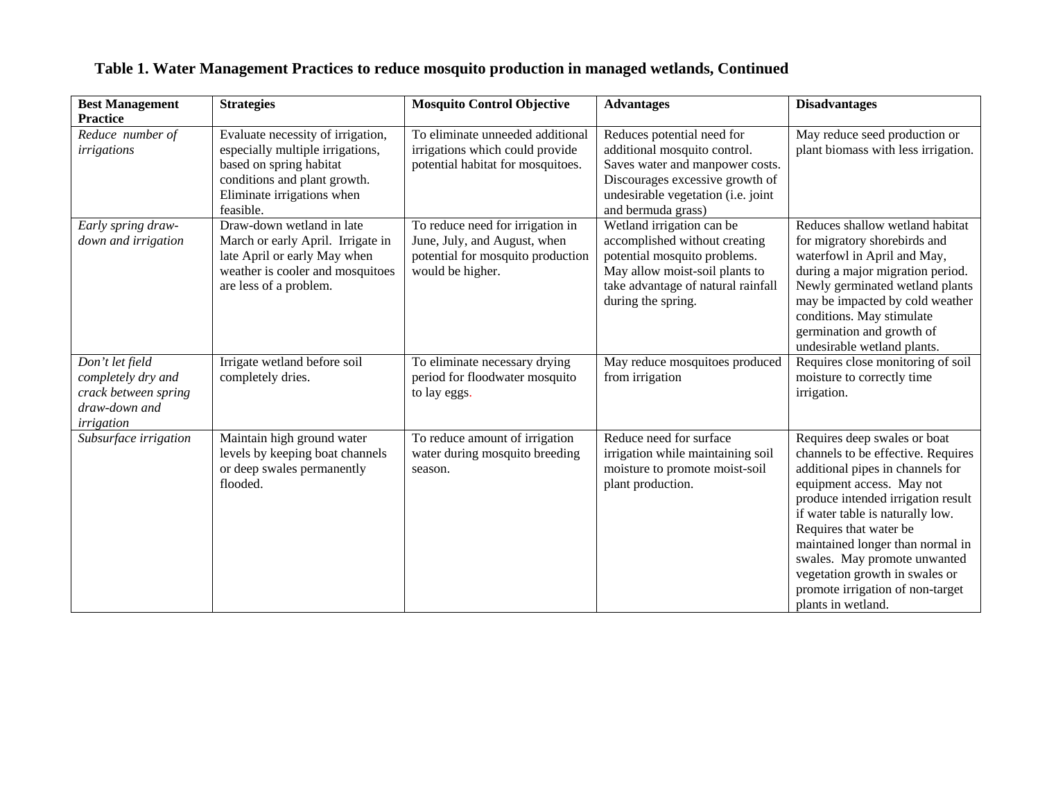**Table 1. Water Management Practices to reduce mosquito production in managed wetlands, Continued**

| Best Management Practice | Strategies | Mosquito Control Objective | Advantages | Disadvantages |
|---|---|---|---|---|
| *Reduce number of irrigations* | Evaluate necessity of irrigation, especially multiple irrigations, based on spring habitat conditions and plant growth. Eliminate irrigations when feasible. | To eliminate unneeded additional irrigations which could provide potential habitat for mosquitoes. | Reduces potential need for additional mosquito control. Saves water and manpower costs. Discourages excessive growth of undesirable vegetation (i.e. joint and bermuda grass) | May reduce seed production or plant biomass with less irrigation. |
| *Early spring draw-down and irrigation* | Draw-down wetland in late March or early April. Irrigate in late April or early May when weather is cooler and mosquitoes are less of a problem. | To reduce need for irrigation in June, July, and August, when potential for mosquito production would be higher. | Wetland irrigation can be accomplished without creating potential mosquito problems. May allow moist-soil plants to take advantage of natural rainfall during the spring. | Reduces shallow wetland habitat for migratory shorebirds and waterfowl in April and May, during a major migration period. Newly germinated wetland plants may be impacted by cold weather conditions. May stimulate germination and growth of undesirable wetland plants. |
| *Don't let field completely dry and crack between spring draw-down and irrigation* | Irrigate wetland before soil completely dries. | To eliminate necessary drying period for floodwater mosquito to lay eggs. | May reduce mosquitoes produced from irrigation | Requires close monitoring of soil moisture to correctly time irrigation. |
| *Subsurface irrigation* | Maintain high ground water levels by keeping boat channels or deep swales permanently flooded. | To reduce amount of irrigation water during mosquito breeding season. | Reduce need for surface irrigation while maintaining soil moisture to promote moist-soil plant production. | Requires deep swales or boat channels to be effective. Requires additional pipes in channels for equipment access. May not produce intended irrigation result if water table is naturally low. Requires that water be maintained longer than normal in swales. May promote unwanted vegetation growth in swales or promote irrigation of non-target plants in wetland. |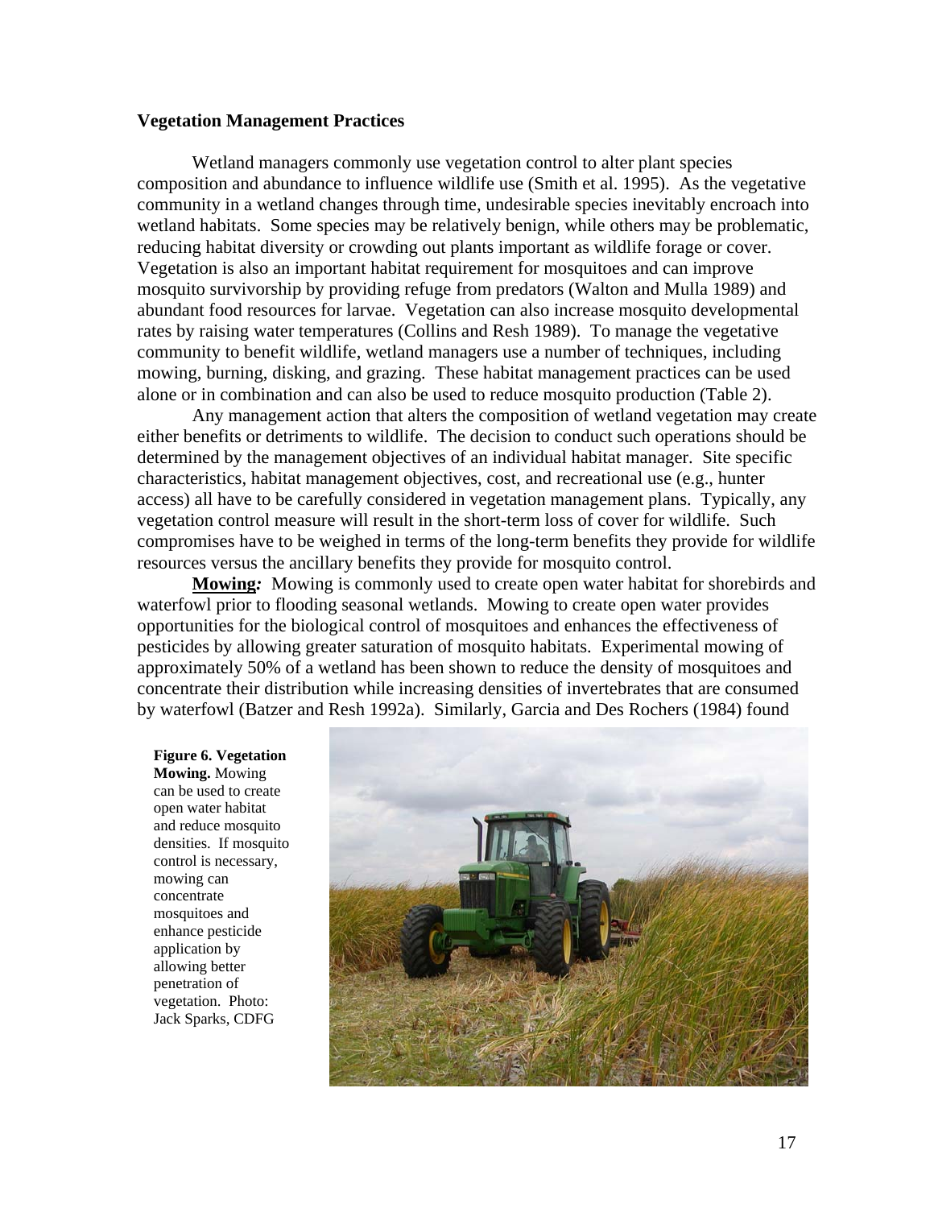**Vegetation Management Practices**

Wetland managers commonly use vegetation control to alter plant species composition and abundance to influence wildlife use (Smith et al. 1995). As the vegetative community in a wetland changes through time, undesirable species inevitably encroach into wetland habitats. Some species may be relatively benign, while others may be problematic, reducing habitat diversity or crowding out plants important as wildlife forage or cover. Vegetation is also an important habitat requirement for mosquitoes and can improve mosquito survivorship by providing refuge from predators (Walton and Mulla 1989) and abundant food resources for larvae. Vegetation can also increase mosquito developmental rates by raising water temperatures (Collins and Resh 1989). To manage the vegetative community to benefit wildlife, wetland managers use a number of techniques, including mowing, burning, disking, and grazing. These habitat management practices can be used alone or in combination and can also be used to reduce mosquito production (Table 2).

Any management action that alters the composition of wetland vegetation may create either benefits or detriments to wildlife. The decision to conduct such operations should be determined by the management objectives of an individual habitat manager. Site specific characteristics, habitat management objectives, cost, and recreational use (e.g., hunter access) all have to be carefully considered in vegetation management plans. Typically, any vegetation control measure will result in the short-term loss of cover for wildlife. Such compromises have to be weighed in terms of the long-term benefits they provide for wildlife resources versus the ancillary benefits they provide for mosquito control.

**Mowing***:* Mowing is commonly used to create open water habitat for shorebirds and waterfowl prior to flooding seasonal wetlands. Mowing to create open water provides opportunities for the biological control of mosquitoes and enhances the effectiveness of pesticides by allowing greater saturation of mosquito habitats. Experimental mowing of approximately 50% of a wetland has been shown to reduce the density of mosquitoes and concentrate their distribution while increasing densities of invertebrates that are consumed by waterfowl (Batzer and Resh 1992a). Similarly, Garcia and Des Rochers (1984) found

**Figure 6. Vegetation Mowing.** Mowing can be used to create open water habitat and reduce mosquito densities. If mosquito control is necessary, mowing can concentrate mosquitoes and enhance pesticide application by allowing better penetration of vegetation. Photo: Jack Sparks, CDFG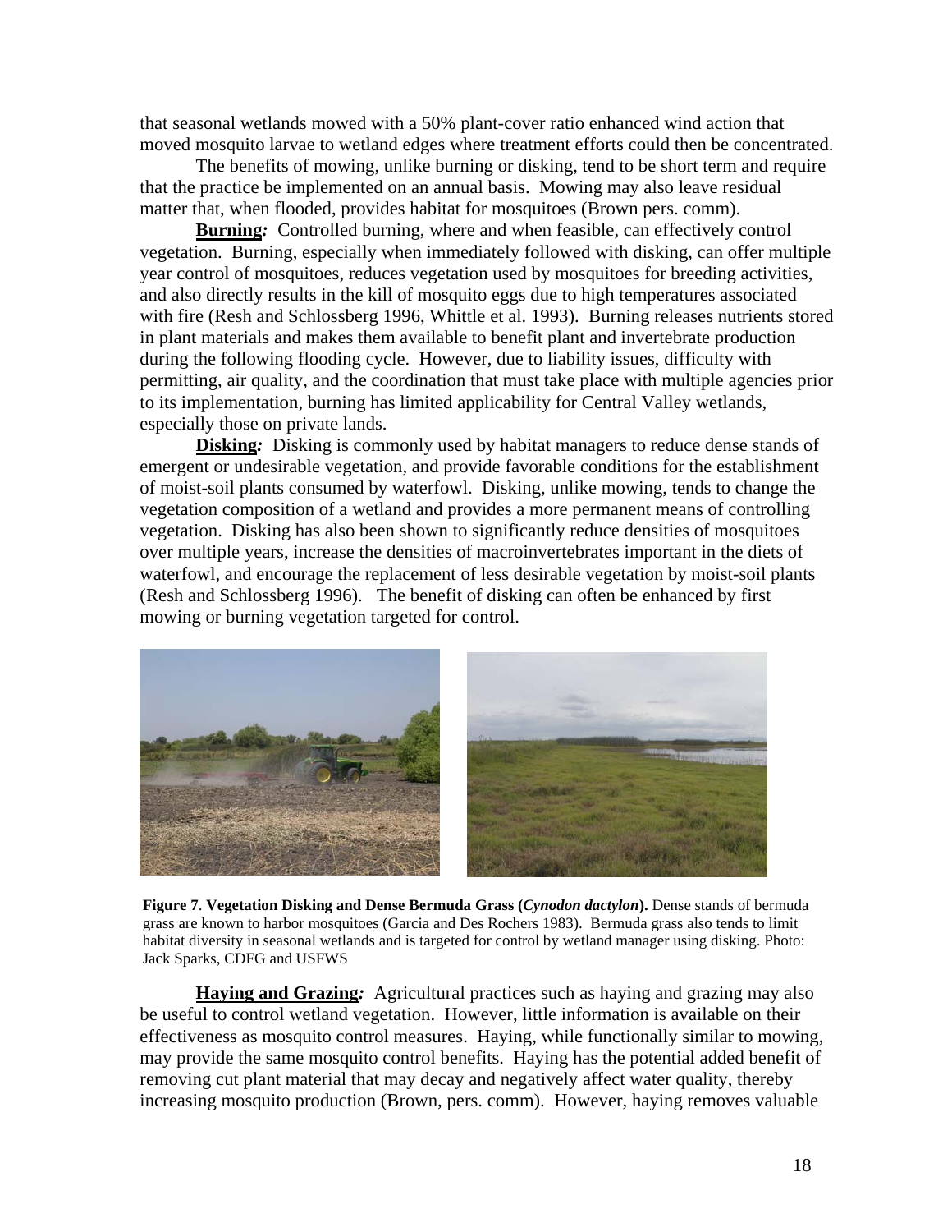that seasonal wetlands mowed with a 50% plant-cover ratio enhanced wind action that moved mosquito larvae to wetland edges where treatment efforts could then be concentrated.

The benefits of mowing, unlike burning or disking, tend to be short term and require that the practice be implemented on an annual basis. Mowing may also leave residual matter that, when flooded, provides habitat for mosquitoes (Brown pers. comm).

**Burning:** Controlled burning, where and when feasible, can effectively control vegetation. Burning, especially when immediately followed with disking, can offer multiple year control of mosquitoes, reduces vegetation used by mosquitoes for breeding activities, and also directly results in the kill of mosquito eggs due to high temperatures associated with fire (Resh and Schlossberg 1996, Whittle et al. 1993). Burning releases nutrients stored in plant materials and makes them available to benefit plant and invertebrate production during the following flooding cycle. However, due to liability issues, difficulty with permitting, air quality, and the coordination that must take place with multiple agencies prior to its implementation, burning has limited applicability for Central Valley wetlands, especially those on private lands.

**Disking:** Disking is commonly used by habitat managers to reduce dense stands of emergent or undesirable vegetation, and provide favorable conditions for the establishment of moist-soil plants consumed by waterfowl. Disking, unlike mowing, tends to change the vegetation composition of a wetland and provides a more permanent means of controlling vegetation. Disking has also been shown to significantly reduce densities of mosquitoes over multiple years, increase the densities of macroinvertebrates important in the diets of waterfowl, and encourage the replacement of less desirable vegetation by moist-soil plants (Resh and Schlossberg 1996). The benefit of disking can often be enhanced by first mowing or burning vegetation targeted for control.

**Figure 7**. **Vegetation Disking and Dense Bermuda Grass (*Cynodon dactylon*).** Dense stands of bermuda grass are known to harbor mosquitoes (Garcia and Des Rochers 1983). Bermuda grass also tends to limit habitat diversity in seasonal wetlands and is targeted for control by wetland manager using disking. Photo: Jack Sparks, CDFG and USFWS

**Haying and Grazing:** Agricultural practices such as haying and grazing may also be useful to control wetland vegetation. However, little information is available on their effectiveness as mosquito control measures. Haying, while functionally similar to mowing, may provide the same mosquito control benefits. Haying has the potential added benefit of removing cut plant material that may decay and negatively affect water quality, thereby increasing mosquito production (Brown, pers. comm). However, haying removes valuable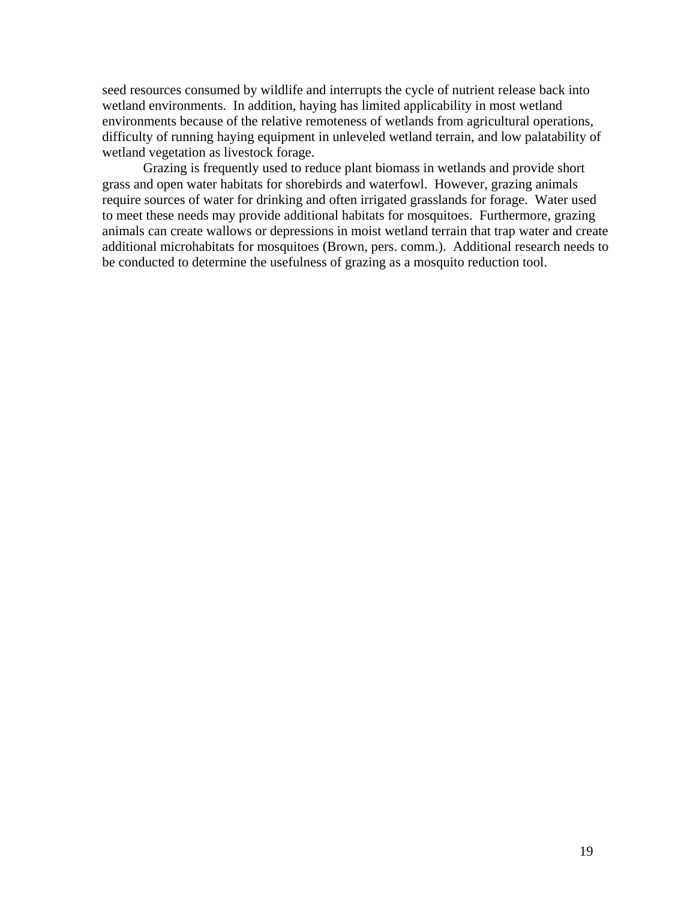seed resources consumed by wildlife and interrupts the cycle of nutrient release back into wetland environments. In addition, haying has limited applicability in most wetland environments because of the relative remoteness of wetlands from agricultural operations, difficulty of running haying equipment in unleveled wetland terrain, and low palatability of wetland vegetation as livestock forage.

Grazing is frequently used to reduce plant biomass in wetlands and provide short grass and open water habitats for shorebirds and waterfowl. However, grazing animals require sources of water for drinking and often irrigated grasslands for forage. Water used to meet these needs may provide additional habitats for mosquitoes. Furthermore, grazing animals can create wallows or depressions in moist wetland terrain that trap water and create additional microhabitats for mosquitoes (Brown, pers. comm.). Additional research needs to be conducted to determine the usefulness of grazing as a mosquito reduction tool.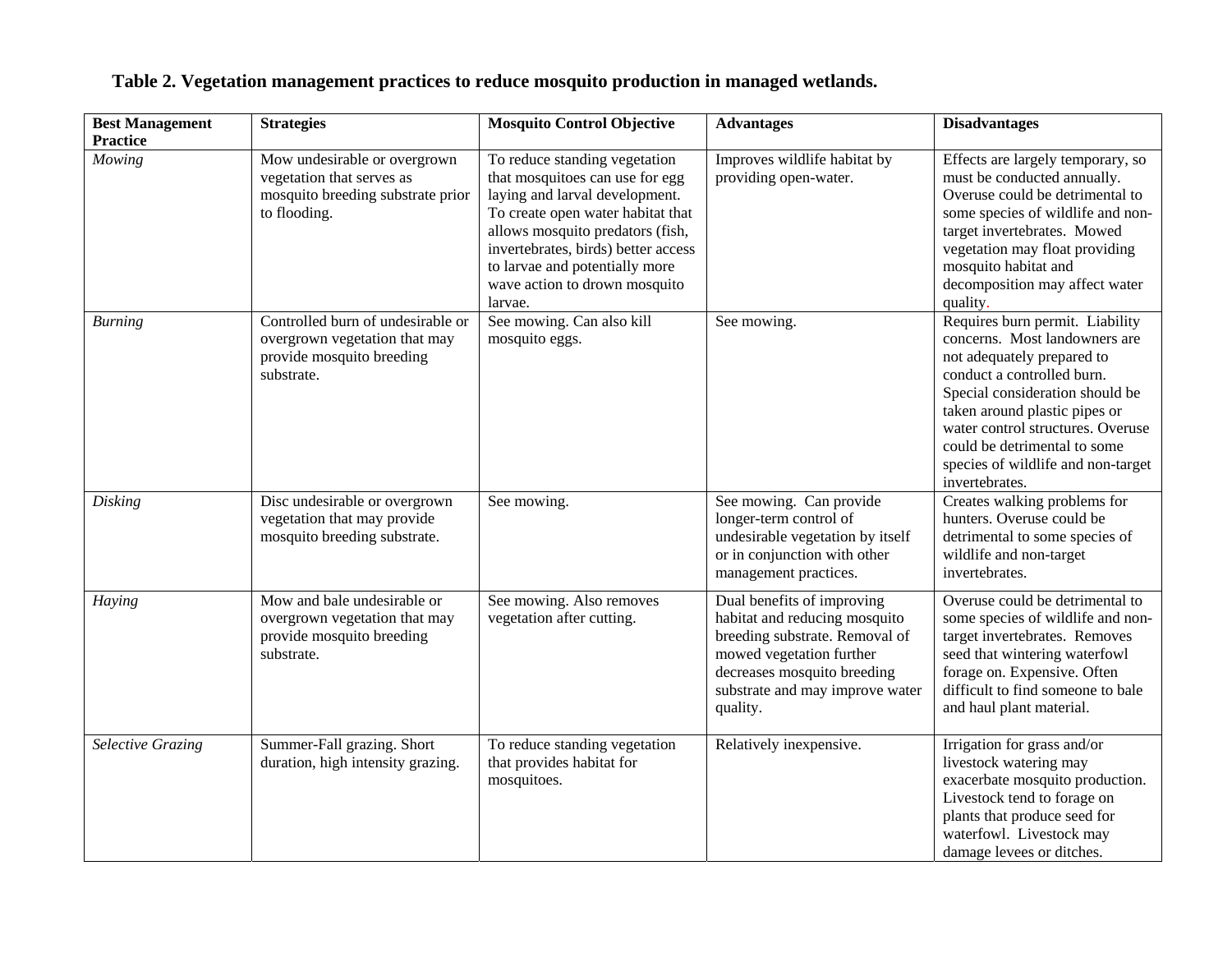**Table 2. Vegetation management practices to reduce mosquito production in managed wetlands.**

| Best Management Practice | Strategies | Mosquito Control Objective | Advantages | Disadvantages |
|---|---|---|---|---|
| *Mowing* | Mow undesirable or overgrown vegetation that serves as mosquito breeding substrate prior to flooding. | To reduce standing vegetation that mosquitoes can use for egg laying and larval development. To create open water habitat that allows mosquito predators (fish, invertebrates, birds) better access to larvae and potentially more wave action to drown mosquito larvae. | Improves wildlife habitat by providing open-water. | Effects are largely temporary, so must be conducted annually. Overuse could be detrimental to some species of wildlife and non-target invertebrates. Mowed vegetation may float providing mosquito habitat and decomposition may affect water quality. |
| *Burning* | Controlled burn of undesirable or overgrown vegetation that may provide mosquito breeding substrate. | See mowing. Can also kill mosquito eggs. | See mowing. | Requires burn permit. Liability concerns. Most landowners are not adequately prepared to conduct a controlled burn. Special consideration should be taken around plastic pipes or water control structures. Overuse could be detrimental to some species of wildlife and non-target invertebrates. |
| *Disking* | Disc undesirable or overgrown vegetation that may provide mosquito breeding substrate. | See mowing. | See mowing. Can provide longer-term control of undesirable vegetation by itself or in conjunction with other management practices. | Creates walking problems for hunters. Overuse could be detrimental to some species of wildlife and non-target invertebrates. |
| *Haying* | Mow and bale undesirable or overgrown vegetation that may provide mosquito breeding substrate. | See mowing. Also removes vegetation after cutting. | Dual benefits of improving habitat and reducing mosquito breeding substrate. Removal of mowed vegetation further decreases mosquito breeding substrate and may improve water quality. | Overuse could be detrimental to some species of wildlife and non-target invertebrates. Removes seed that wintering waterfowl forage on. Expensive. Often difficult to find someone to bale and haul plant material. |
| *Selective Grazing* | Summer-Fall grazing. Short duration, high intensity grazing. | To reduce standing vegetation that provides habitat for mosquitoes. | Relatively inexpensive. | Irrigation for grass and/or livestock watering may exacerbate mosquito production. Livestock tend to forage on plants that produce seed for waterfowl. Livestock may damage levees or ditches. |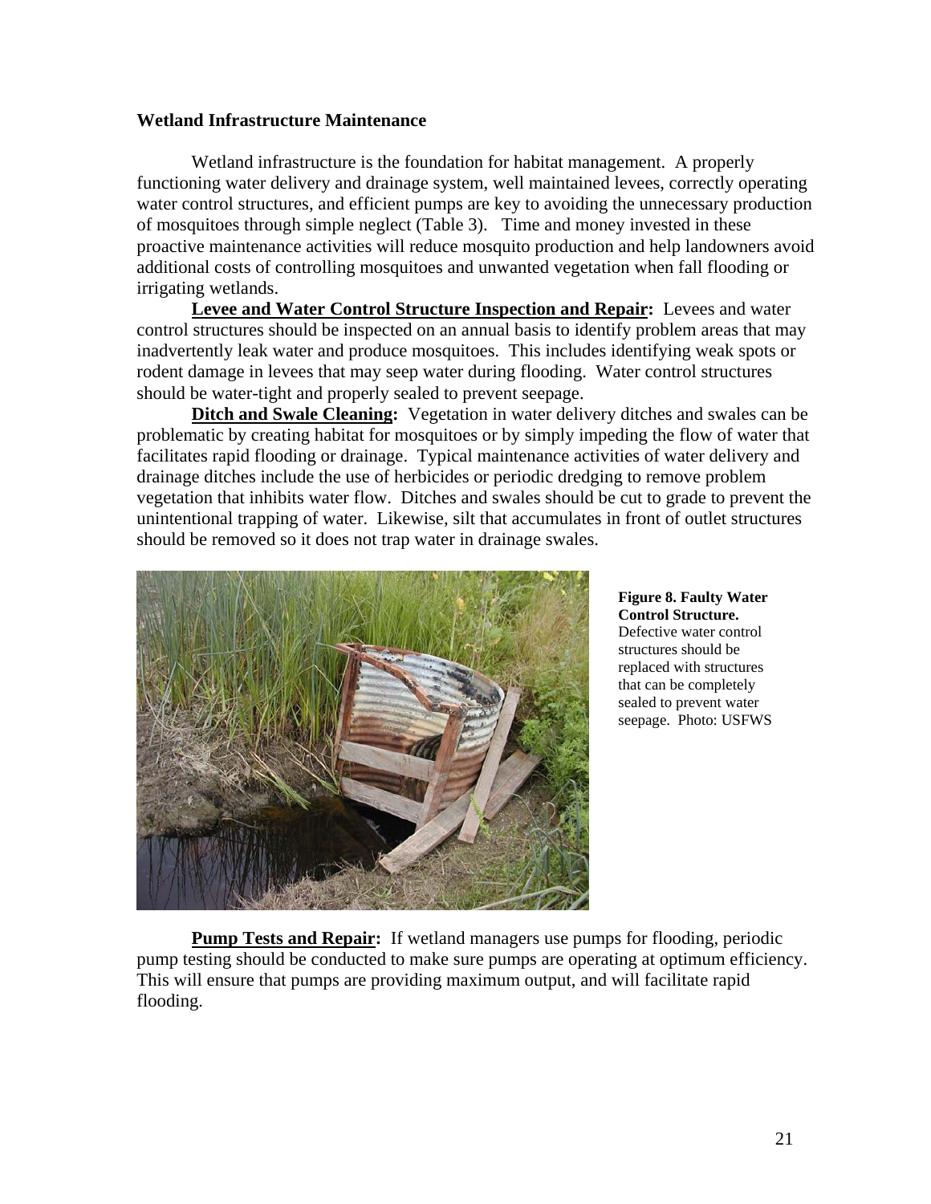**Wetland Infrastructure Maintenance**

Wetland infrastructure is the foundation for habitat management. A properly functioning water delivery and drainage system, well maintained levees, correctly operating water control structures, and efficient pumps are key to avoiding the unnecessary production of mosquitoes through simple neglect (Table 3). Time and money invested in these proactive maintenance activities will reduce mosquito production and help landowners avoid additional costs of controlling mosquitoes and unwanted vegetation when fall flooding or irrigating wetlands.

**Levee and Water Control Structure Inspection and Repair:** Levees and water control structures should be inspected on an annual basis to identify problem areas that may inadvertently leak water and produce mosquitoes. This includes identifying weak spots or rodent damage in levees that may seep water during flooding. Water control structures should be water-tight and properly sealed to prevent seepage.

**Ditch and Swale Cleaning:** Vegetation in water delivery ditches and swales can be problematic by creating habitat for mosquitoes or by simply impeding the flow of water that facilitates rapid flooding or drainage. Typical maintenance activities of water delivery and drainage ditches include the use of herbicides or periodic dredging to remove problem vegetation that inhibits water flow. Ditches and swales should be cut to grade to prevent the unintentional trapping of water. Likewise, silt that accumulates in front of outlet structures should be removed so it does not trap water in drainage swales.

**Figure 8. Faulty Water Control Structure.** Defective water control structures should be replaced with structures that can be completely sealed to prevent water seepage. Photo: USFWS

**Pump Tests and Repair:** If wetland managers use pumps for flooding, periodic pump testing should be conducted to make sure pumps are operating at optimum efficiency. This will ensure that pumps are providing maximum output, and will facilitate rapid flooding.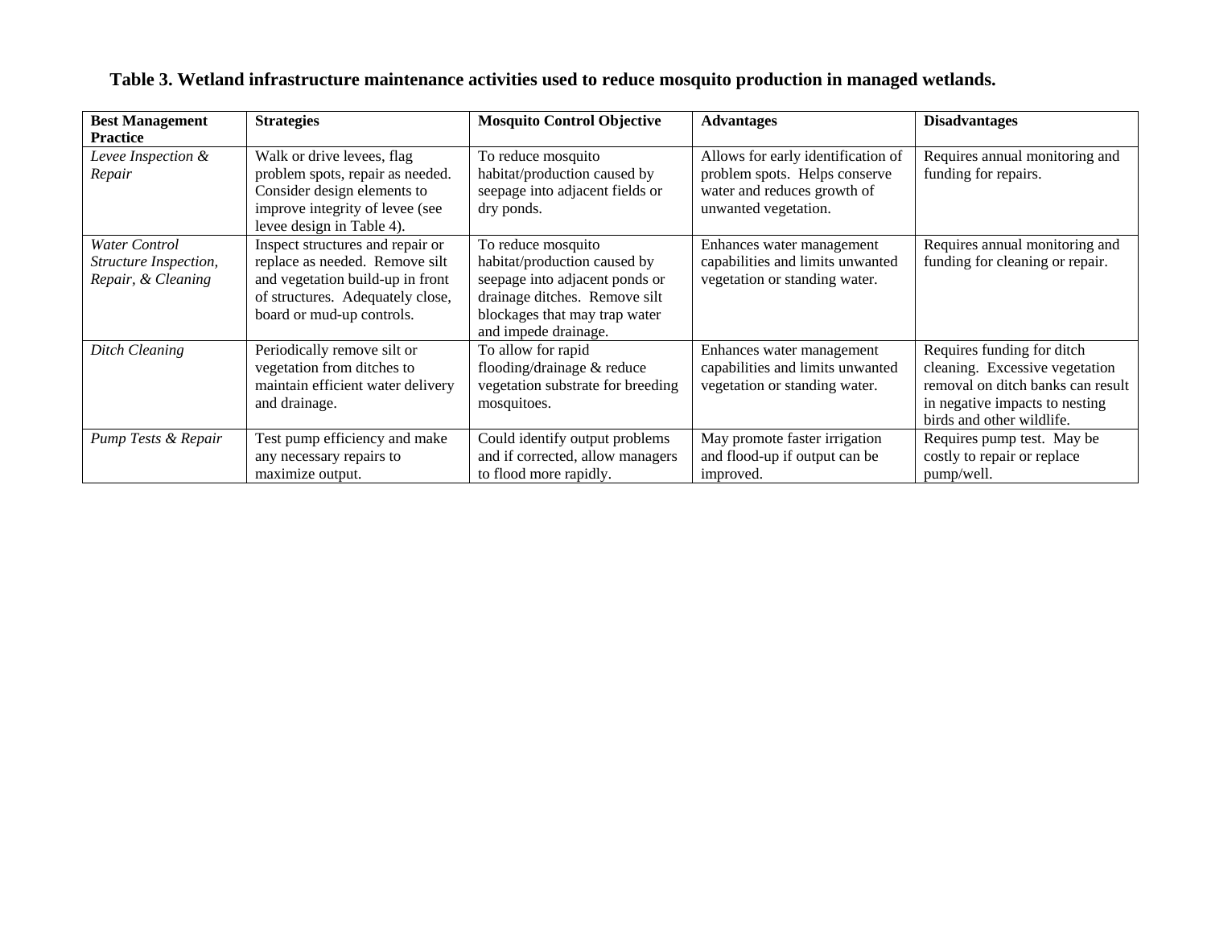**Table 3. Wetland infrastructure maintenance activities used to reduce mosquito production in managed wetlands.**

| Best Management Practice | Strategies | Mosquito Control Objective | Advantages | Disadvantages |
|---|---|---|---|---|
| *Levee Inspection & Repair* | Walk or drive levees, flag problem spots, repair as needed. Consider design elements to improve integrity of levee (see levee design in Table 4). | To reduce mosquito habitat/production caused by seepage into adjacent fields or dry ponds. | Allows for early identification of problem spots. Helps conserve water and reduces growth of unwanted vegetation. | Requires annual monitoring and funding for repairs. |
| *Water Control Structure Inspection, Repair, & Cleaning* | Inspect structures and repair or replace as needed. Remove silt and vegetation build-up in front of structures. Adequately close, board or mud-up controls. | To reduce mosquito habitat/production caused by seepage into adjacent ponds or drainage ditches. Remove silt blockages that may trap water and impede drainage. | Enhances water management capabilities and limits unwanted vegetation or standing water. | Requires annual monitoring and funding for cleaning or repair. |
| *Ditch Cleaning* | Periodically remove silt or vegetation from ditches to maintain efficient water delivery and drainage. | To allow for rapid flooding/drainage & reduce vegetation substrate for breeding mosquitoes. | Enhances water management capabilities and limits unwanted vegetation or standing water. | Requires funding for ditch cleaning. Excessive vegetation removal on ditch banks can result in negative impacts to nesting birds and other wildlife. |
| *Pump Tests & Repair* | Test pump efficiency and make any necessary repairs to maximize output. | Could identify output problems and if corrected, allow managers to flood more rapidly. | May promote faster irrigation and flood-up if output can be improved. | Requires pump test. May be costly to repair or replace pump/well. |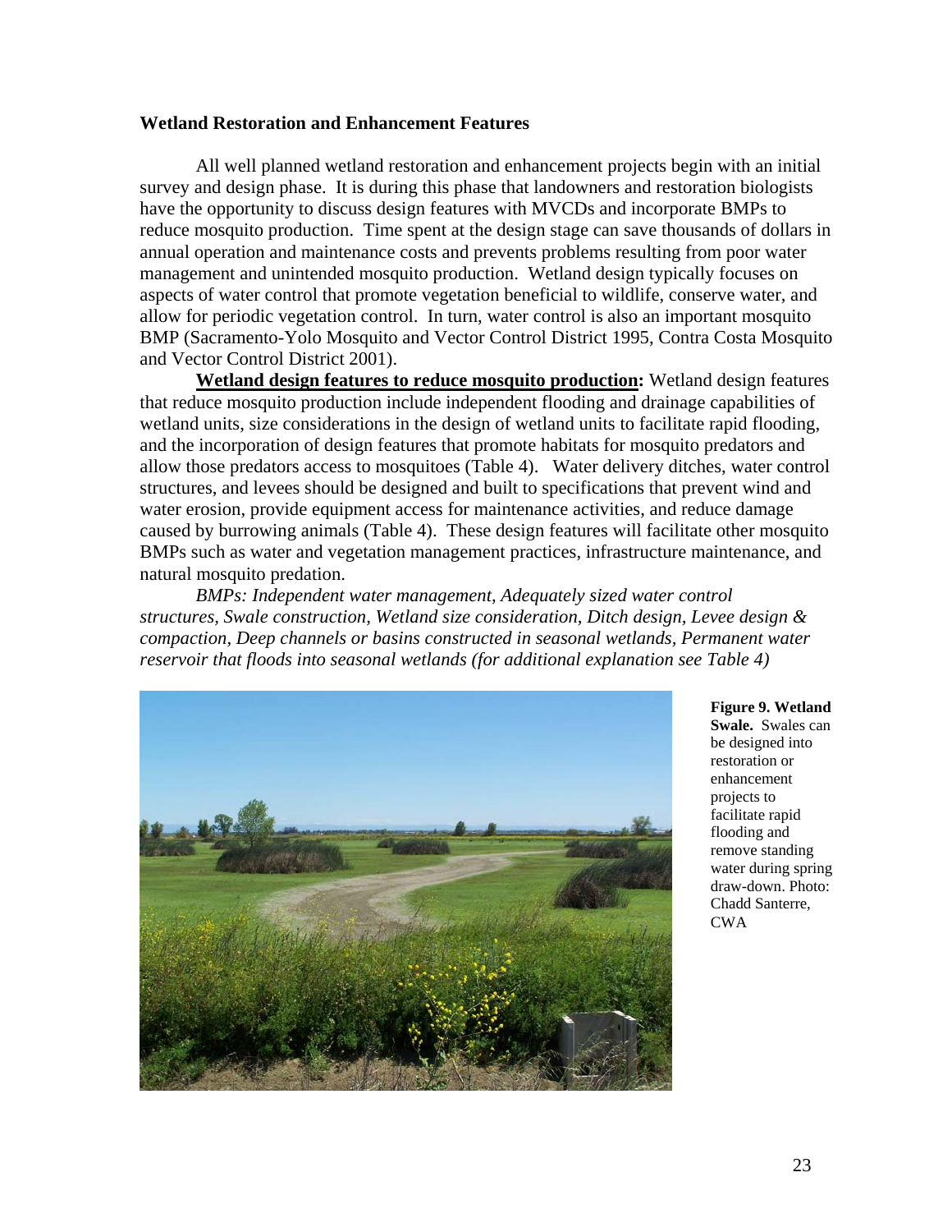## Wetland Restoration and Enhancement Features

All well planned wetland restoration and enhancement projects begin with an initial survey and design phase. It is during this phase that landowners and restoration biologists have the opportunity to discuss design features with MVCDs and incorporate BMPs to reduce mosquito production. Time spent at the design stage can save thousands of dollars in annual operation and maintenance costs and prevents problems resulting from poor water management and unintended mosquito production. Wetland design typically focuses on aspects of water control that promote vegetation beneficial to wildlife, conserve water, and allow for periodic vegetation control. In turn, water control is also an important mosquito BMP (Sacramento-Yolo Mosquito and Vector Control District 1995, Contra Costa Mosquito and Vector Control District 2001).

**Wetland design features to reduce mosquito production:** Wetland design features that reduce mosquito production include independent flooding and drainage capabilities of wetland units, size considerations in the design of wetland units to facilitate rapid flooding, and the incorporation of design features that promote habitats for mosquito predators and allow those predators access to mosquitoes (Table 4). Water delivery ditches, water control structures, and levees should be designed and built to specifications that prevent wind and water erosion, provide equipment access for maintenance activities, and reduce damage caused by burrowing animals (Table 4). These design features will facilitate other mosquito BMPs such as water and vegetation management practices, infrastructure maintenance, and natural mosquito predation.

*BMPs: Independent water management, Adequately sized water control structures, Swale construction, Wetland size consideration, Ditch design, Levee design & compaction, Deep channels or basins constructed in seasonal wetlands, Permanent water reservoir that floods into seasonal wetlands (for additional explanation see Table 4)*

**Figure 9. Wetland Swale.** Swales can be designed into restoration or enhancement projects to facilitate rapid flooding and remove standing water during spring draw-down. Photo: Chadd Santerre, CWA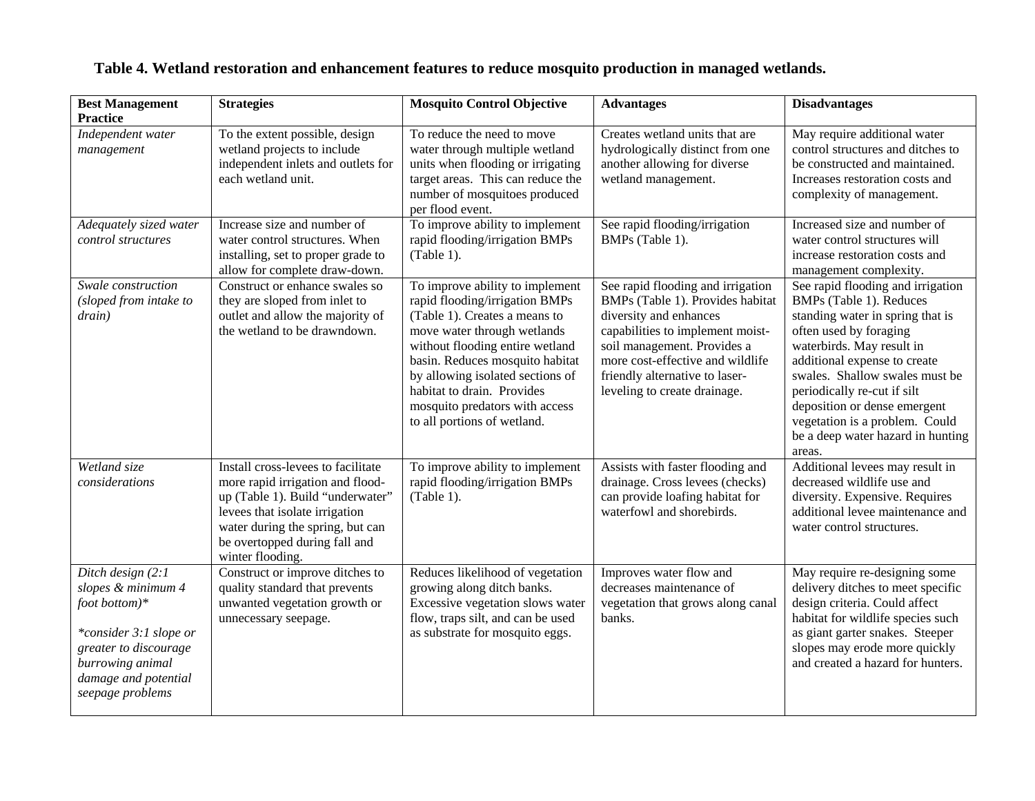**Table 4. Wetland restoration and enhancement features to reduce mosquito production in managed wetlands.**

| Best Management Practice | Strategies | Mosquito Control Objective | Advantages | Disadvantages |
|---|---|---|---|---|
| *Independent water management* | To the extent possible, design wetland projects to include independent inlets and outlets for each wetland unit. | To reduce the need to move water through multiple wetland units when flooding or irrigating target areas. This can reduce the number of mosquitoes produced per flood event. | Creates wetland units that are hydrologically distinct from one another allowing for diverse wetland management. | May require additional water control structures and ditches to be constructed and maintained. Increases restoration costs and complexity of management. |
| *Adequately sized water control structures* | Increase size and number of water control structures. When installing, set to proper grade to allow for complete draw-down. | To improve ability to implement rapid flooding/irrigation BMPs (Table 1). | See rapid flooding/irrigation BMPs (Table 1). | Increased size and number of water control structures will increase restoration costs and management complexity. |
| *Swale construction (sloped from intake to drain)* | Construct or enhance swales so they are sloped from inlet to outlet and allow the majority of the wetland to be drawndown. | To improve ability to implement rapid flooding/irrigation BMPs (Table 1). Creates a means to move water through wetlands without flooding entire wetland basin. Reduces mosquito habitat by allowing isolated sections of habitat to drain. Provides mosquito predators with access to all portions of wetland. | See rapid flooding and irrigation BMPs (Table 1). Provides habitat diversity and enhances capabilities to implement moist-soil management. Provides a more cost-effective and wildlife friendly alternative to laser-leveling to create drainage. | See rapid flooding and irrigation BMPs (Table 1). Reduces standing water in spring that is often used by foraging waterbirds. May result in additional expense to create swales. Shallow swales must be periodically re-cut if silt deposition or dense emergent vegetation is a problem. Could be a deep water hazard in hunting areas. |
| *Wetland size considerations* | Install cross-levees to facilitate more rapid irrigation and flood-up (Table 1). Build "underwater" levees that isolate irrigation water during the spring, but can be overtopped during fall and winter flooding. | To improve ability to implement rapid flooding/irrigation BMPs (Table 1). | Assists with faster flooding and drainage. Cross levees (checks) can provide loafing habitat for waterfowl and shorebirds. | Additional levees may result in decreased wildlife use and diversity. Expensive. Requires additional levee maintenance and water control structures. |
| *Ditch design (2:1 slopes & minimum 4 foot bottom)\**<br><br>*\*consider 3:1 slope or greater to discourage burrowing animal damage and potential seepage problems* | Construct or improve ditches to quality standard that prevents unwanted vegetation growth or unnecessary seepage. | Reduces likelihood of vegetation growing along ditch banks. Excessive vegetation slows water flow, traps silt, and can be used as substrate for mosquito eggs. | Improves water flow and decreases maintenance of vegetation that grows along canal banks. | May require re-designing some delivery ditches to meet specific design criteria. Could affect habitat for wildlife species such as giant garter snakes. Steeper slopes may erode more quickly and created a hazard for hunters. |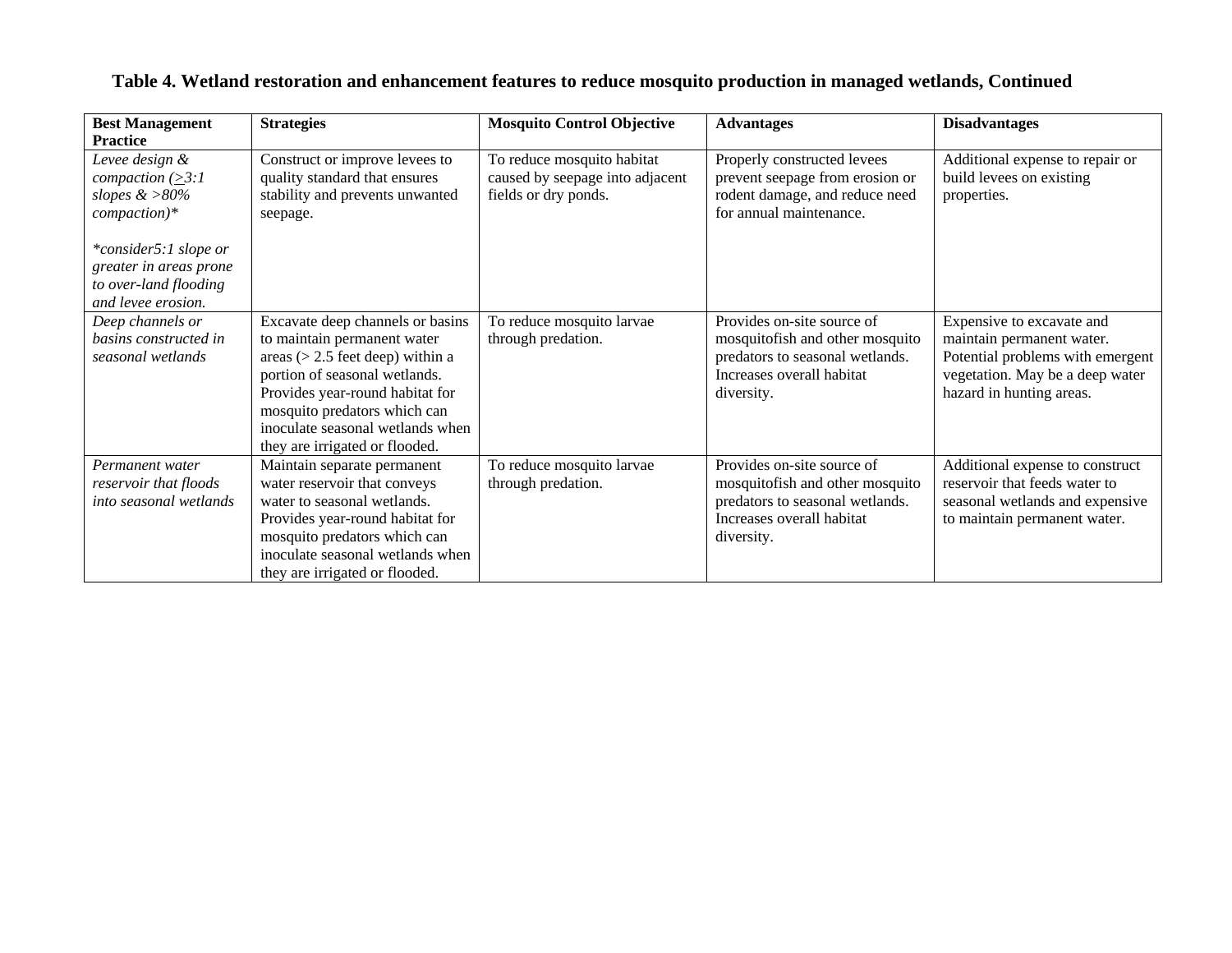**Table 4. Wetland restoration and enhancement features to reduce mosquito production in managed wetlands, Continued**

| Best Management Practice | Strategies | Mosquito Control Objective | Advantages | Disadvantages |
|---|---|---|---|---|
| *Levee design & compaction ($\geq$3:1 slopes & >80% compaction)\** <br><br> *\*consider5:1 slope or greater in areas prone to over-land flooding and levee erosion.* | Construct or improve levees to quality standard that ensures stability and prevents unwanted seepage. | To reduce mosquito habitat caused by seepage into adjacent fields or dry ponds. | Properly constructed levees prevent seepage from erosion or rodent damage, and reduce need for annual maintenance. | Additional expense to repair or build levees on existing properties. |
| *Deep channels or basins constructed in seasonal wetlands* | Excavate deep channels or basins to maintain permanent water areas (> 2.5 feet deep) within a portion of seasonal wetlands. Provides year-round habitat for mosquito predators which can inoculate seasonal wetlands when they are irrigated or flooded. | To reduce mosquito larvae through predation. | Provides on-site source of mosquitofish and other mosquito predators to seasonal wetlands. Increases overall habitat diversity. | Expensive to excavate and maintain permanent water. Potential problems with emergent vegetation. May be a deep water hazard in hunting areas. |
| *Permanent water reservoir that floods into seasonal wetlands* | Maintain separate permanent water reservoir that conveys water to seasonal wetlands. Provides year-round habitat for mosquito predators which can inoculate seasonal wetlands when they are irrigated or flooded. | To reduce mosquito larvae through predation. | Provides on-site source of mosquitofish and other mosquito predators to seasonal wetlands. Increases overall habitat diversity. | Additional expense to construct reservoir that feeds water to seasonal wetlands and expensive to maintain permanent water. |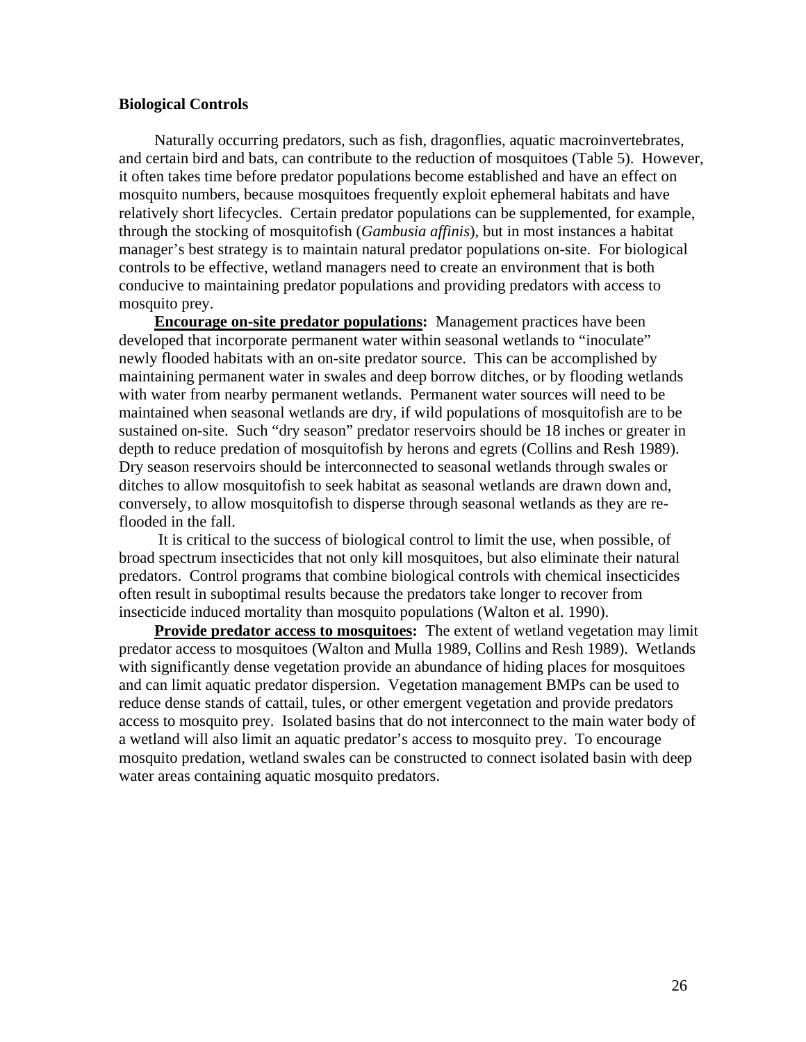## Biological Controls

Naturally occurring predators, such as fish, dragonflies, aquatic macroinvertebrates, and certain bird and bats, can contribute to the reduction of mosquitoes (Table 5). However, it often takes time before predator populations become established and have an effect on mosquito numbers, because mosquitoes frequently exploit ephemeral habitats and have relatively short lifecycles. Certain predator populations can be supplemented, for example, through the stocking of mosquitofish (*Gambusia affinis*), but in most instances a habitat manager's best strategy is to maintain natural predator populations on-site. For biological controls to be effective, wetland managers need to create an environment that is both conducive to maintaining predator populations and providing predators with access to mosquito prey.

**Encourage on-site predator populations:** Management practices have been developed that incorporate permanent water within seasonal wetlands to "inoculate" newly flooded habitats with an on-site predator source. This can be accomplished by maintaining permanent water in swales and deep borrow ditches, or by flooding wetlands with water from nearby permanent wetlands. Permanent water sources will need to be maintained when seasonal wetlands are dry, if wild populations of mosquitofish are to be sustained on-site. Such "dry season" predator reservoirs should be 18 inches or greater in depth to reduce predation of mosquitofish by herons and egrets (Collins and Resh 1989). Dry season reservoirs should be interconnected to seasonal wetlands through swales or ditches to allow mosquitofish to seek habitat as seasonal wetlands are drawn down and, conversely, to allow mosquitofish to disperse through seasonal wetlands as they are re-flooded in the fall.

It is critical to the success of biological control to limit the use, when possible, of broad spectrum insecticides that not only kill mosquitoes, but also eliminate their natural predators. Control programs that combine biological controls with chemical insecticides often result in suboptimal results because the predators take longer to recover from insecticide induced mortality than mosquito populations (Walton et al. 1990).

**Provide predator access to mosquitoes:** The extent of wetland vegetation may limit predator access to mosquitoes (Walton and Mulla 1989, Collins and Resh 1989). Wetlands with significantly dense vegetation provide an abundance of hiding places for mosquitoes and can limit aquatic predator dispersion. Vegetation management BMPs can be used to reduce dense stands of cattail, tules, or other emergent vegetation and provide predators access to mosquito prey. Isolated basins that do not interconnect to the main water body of a wetland will also limit an aquatic predator's access to mosquito prey. To encourage mosquito predation, wetland swales can be constructed to connect isolated basin with deep water areas containing aquatic mosquito predators.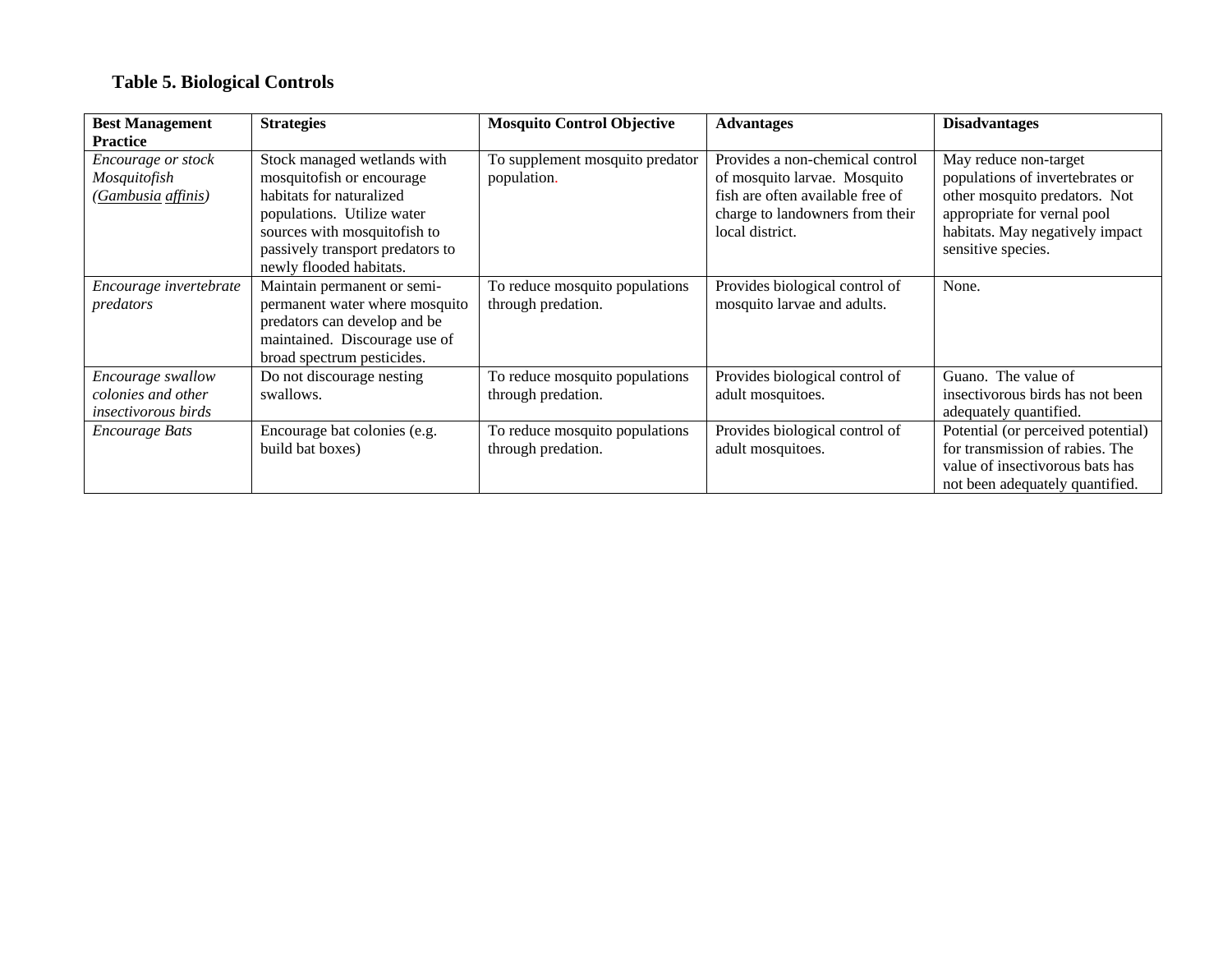**Table 5. Biological Controls**

| Best Management Practice | Strategies | Mosquito Control Objective | Advantages | Disadvantages |
|---|---|---|---|---|
| *Encourage or stock Mosquitofish (Gambusia affinis)* | Stock managed wetlands with mosquitofish or encourage habitats for naturalized populations. Utilize water sources with mosquitofish to passively transport predators to newly flooded habitats. | To supplement mosquito predator population. | Provides a non-chemical control of mosquito larvae. Mosquito fish are often available free of charge to landowners from their local district. | May reduce non-target populations of invertebrates or other mosquito predators. Not appropriate for vernal pool habitats. May negatively impact sensitive species. |
| *Encourage invertebrate predators* | Maintain permanent or semi-permanent water where mosquito predators can develop and be maintained. Discourage use of broad spectrum pesticides. | To reduce mosquito populations through predation. | Provides biological control of mosquito larvae and adults. | None. |
| *Encourage swallow colonies and other insectivorous birds* | Do not discourage nesting swallows. | To reduce mosquito populations through predation. | Provides biological control of adult mosquitoes. | Guano. The value of insectivorous birds has not been adequately quantified. |
| *Encourage Bats* | Encourage bat colonies (e.g. build bat boxes) | To reduce mosquito populations through predation. | Provides biological control of adult mosquitoes. | Potential (or perceived potential) for transmission of rabies. The value of insectivorous bats has not been adequately quantified. |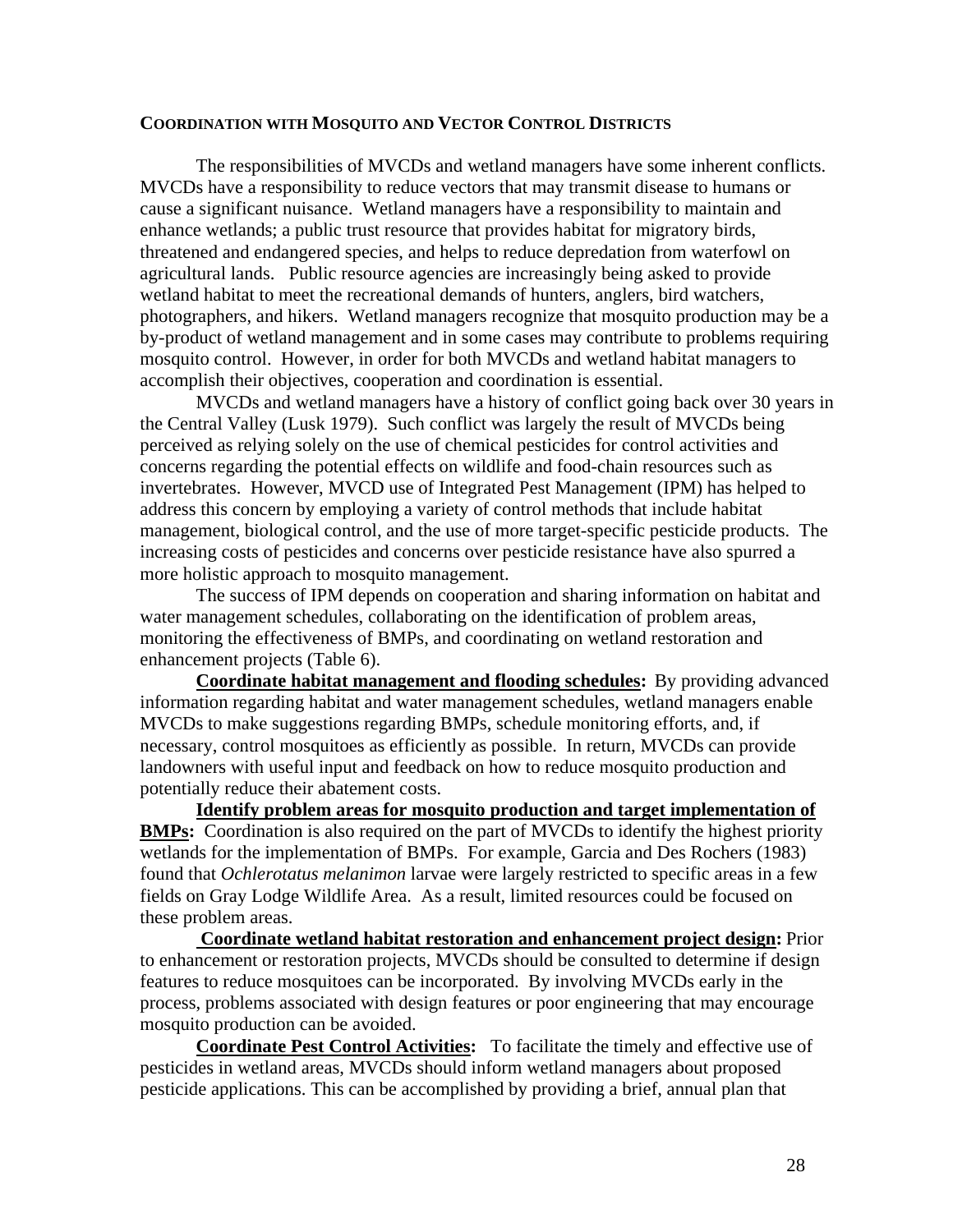## COORDINATION WITH MOSQUITO AND VECTOR CONTROL DISTRICTS

The responsibilities of MVCDs and wetland managers have some inherent conflicts. MVCDs have a responsibility to reduce vectors that may transmit disease to humans or cause a significant nuisance. Wetland managers have a responsibility to maintain and enhance wetlands; a public trust resource that provides habitat for migratory birds, threatened and endangered species, and helps to reduce depredation from waterfowl on agricultural lands. Public resource agencies are increasingly being asked to provide wetland habitat to meet the recreational demands of hunters, anglers, bird watchers, photographers, and hikers. Wetland managers recognize that mosquito production may be a by-product of wetland management and in some cases may contribute to problems requiring mosquito control. However, in order for both MVCDs and wetland habitat managers to accomplish their objectives, cooperation and coordination is essential.

MVCDs and wetland managers have a history of conflict going back over 30 years in the Central Valley (Lusk 1979). Such conflict was largely the result of MVCDs being perceived as relying solely on the use of chemical pesticides for control activities and concerns regarding the potential effects on wildlife and food-chain resources such as invertebrates. However, MVCD use of Integrated Pest Management (IPM) has helped to address this concern by employing a variety of control methods that include habitat management, biological control, and the use of more target-specific pesticide products. The increasing costs of pesticides and concerns over pesticide resistance have also spurred a more holistic approach to mosquito management.

The success of IPM depends on cooperation and sharing information on habitat and water management schedules, collaborating on the identification of problem areas, monitoring the effectiveness of BMPs, and coordinating on wetland restoration and enhancement projects (Table 6).

**Coordinate habitat management and flooding schedules:** By providing advanced information regarding habitat and water management schedules, wetland managers enable MVCDs to make suggestions regarding BMPs, schedule monitoring efforts, and, if necessary, control mosquitoes as efficiently as possible. In return, MVCDs can provide landowners with useful input and feedback on how to reduce mosquito production and potentially reduce their abatement costs.

**Identify problem areas for mosquito production and target implementation of BMPs:** Coordination is also required on the part of MVCDs to identify the highest priority wetlands for the implementation of BMPs. For example, Garcia and Des Rochers (1983) found that *Ochlerotatus melanimon* larvae were largely restricted to specific areas in a few fields on Gray Lodge Wildlife Area. As a result, limited resources could be focused on these problem areas.

**Coordinate wetland habitat restoration and enhancement project design:** Prior to enhancement or restoration projects, MVCDs should be consulted to determine if design features to reduce mosquitoes can be incorporated. By involving MVCDs early in the process, problems associated with design features or poor engineering that may encourage mosquito production can be avoided.

**Coordinate Pest Control Activities:** To facilitate the timely and effective use of pesticides in wetland areas, MVCDs should inform wetland managers about proposed pesticide applications. This can be accomplished by providing a brief, annual plan that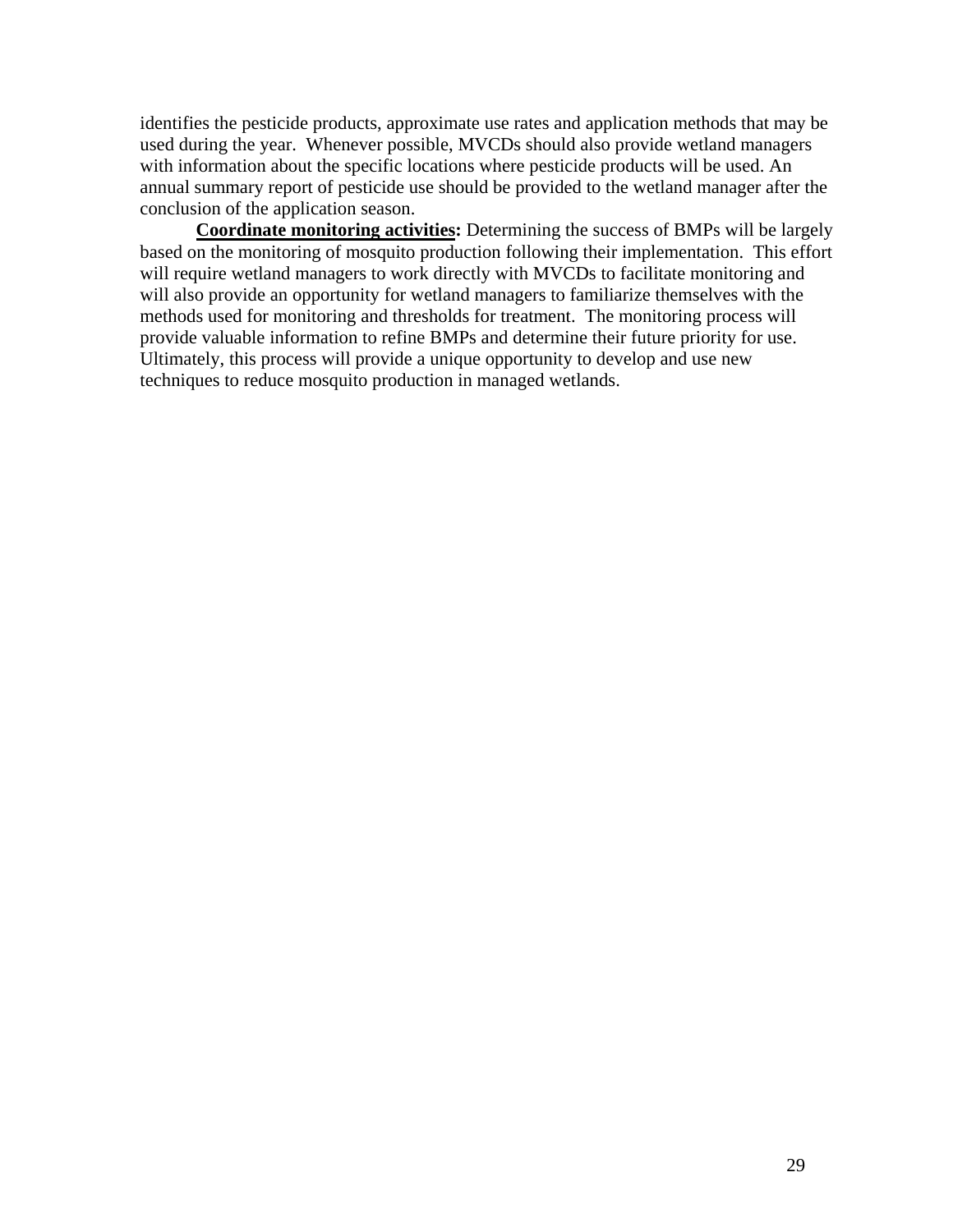identifies the pesticide products, approximate use rates and application methods that may be used during the year. Whenever possible, MVCDs should also provide wetland managers with information about the specific locations where pesticide products will be used. An annual summary report of pesticide use should be provided to the wetland manager after the conclusion of the application season.

**Coordinate monitoring activities:** Determining the success of BMPs will be largely based on the monitoring of mosquito production following their implementation. This effort will require wetland managers to work directly with MVCDs to facilitate monitoring and will also provide an opportunity for wetland managers to familiarize themselves with the methods used for monitoring and thresholds for treatment. The monitoring process will provide valuable information to refine BMPs and determine their future priority for use. Ultimately, this process will provide a unique opportunity to develop and use new techniques to reduce mosquito production in managed wetlands.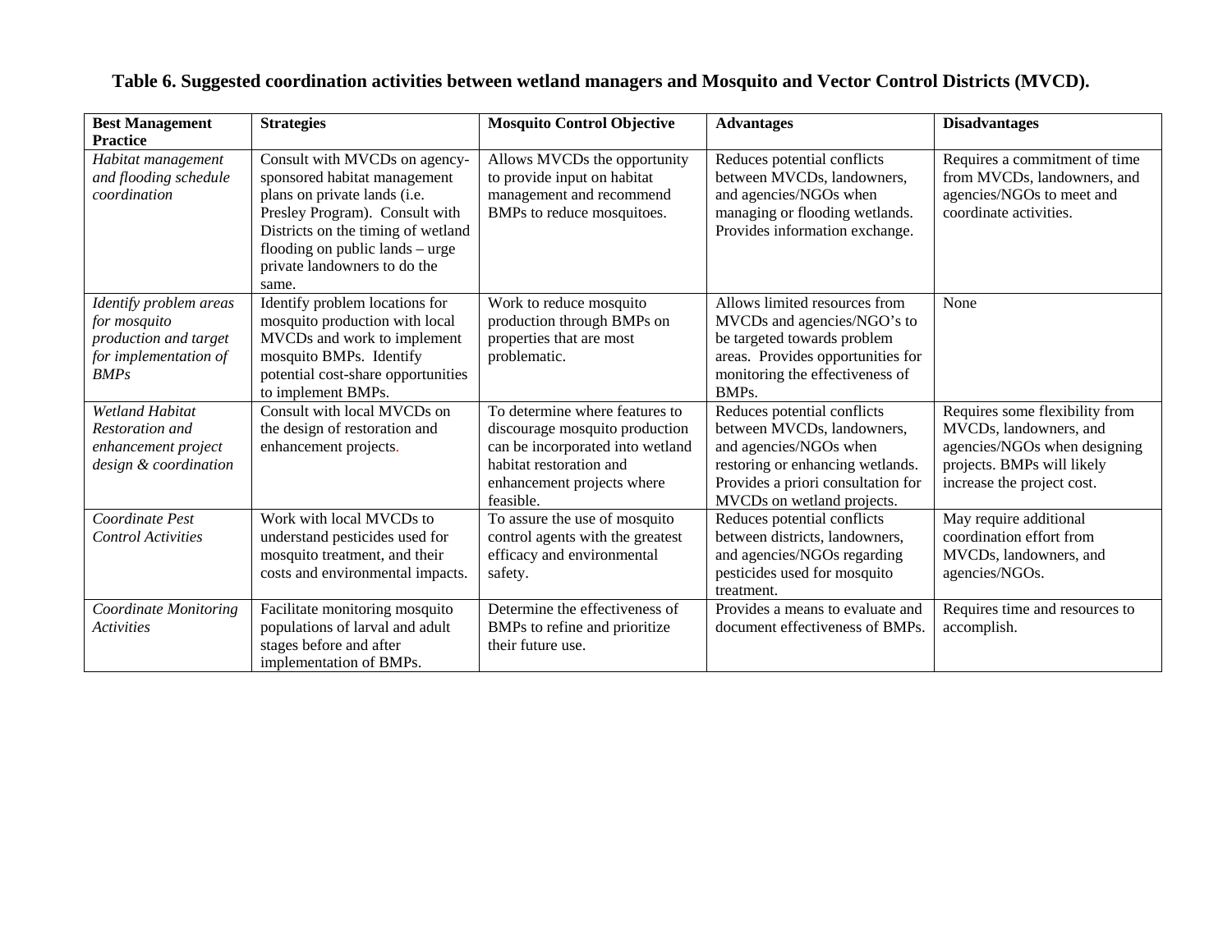**Table 6. Suggested coordination activities between wetland managers and Mosquito and Vector Control Districts (MVCD).**

| **Best Management Practice** | **Strategies** | **Mosquito Control Objective** | **Advantages** | **Disadvantages** |
|---|---|---|---|---|
| *Habitat management and flooding schedule coordination* | Consult with MVCDs on agency-sponsored habitat management plans on private lands (i.e. Presley Program). Consult with Districts on the timing of wetland flooding on public lands – urge private landowners to do the same. | Allows MVCDs the opportunity to provide input on habitat management and recommend BMPs to reduce mosquitoes. | Reduces potential conflicts between MVCDs, landowners, and agencies/NGOs when managing or flooding wetlands. Provides information exchange. | Requires a commitment of time from MVCDs, landowners, and agencies/NGOs to meet and coordinate activities. |
| *Identify problem areas for mosquito production and target for implementation of BMPs* | Identify problem locations for mosquito production with local MVCDs and work to implement mosquito BMPs. Identify potential cost-share opportunities to implement BMPs. | Work to reduce mosquito production through BMPs on properties that are most problematic. | Allows limited resources from MVCDs and agencies/NGO's to be targeted towards problem areas. Provides opportunities for monitoring the effectiveness of BMPs. | None |
| *Wetland Habitat Restoration and enhancement project design & coordination* | Consult with local MVCDs on the design of restoration and enhancement projects. | To determine where features to discourage mosquito production can be incorporated into wetland habitat restoration and enhancement projects where feasible. | Reduces potential conflicts between MVCDs, landowners, and agencies/NGOs when restoring or enhancing wetlands. Provides a priori consultation for MVCDs on wetland projects. | Requires some flexibility from MVCDs, landowners, and agencies/NGOs when designing projects. BMPs will likely increase the project cost. |
| *Coordinate Pest Control Activities* | Work with local MVCDs to understand pesticides used for mosquito treatment, and their costs and environmental impacts. | To assure the use of mosquito control agents with the greatest efficacy and environmental safety. | Reduces potential conflicts between districts, landowners, and agencies/NGOs regarding pesticides used for mosquito treatment. | May require additional coordination effort from MVCDs, landowners, and agencies/NGOs. |
| *Coordinate Monitoring Activities* | Facilitate monitoring mosquito populations of larval and adult stages before and after implementation of BMPs. | Determine the effectiveness of BMPs to refine and prioritize their future use. | Provides a means to evaluate and document effectiveness of BMPs. | Requires time and resources to accomplish. |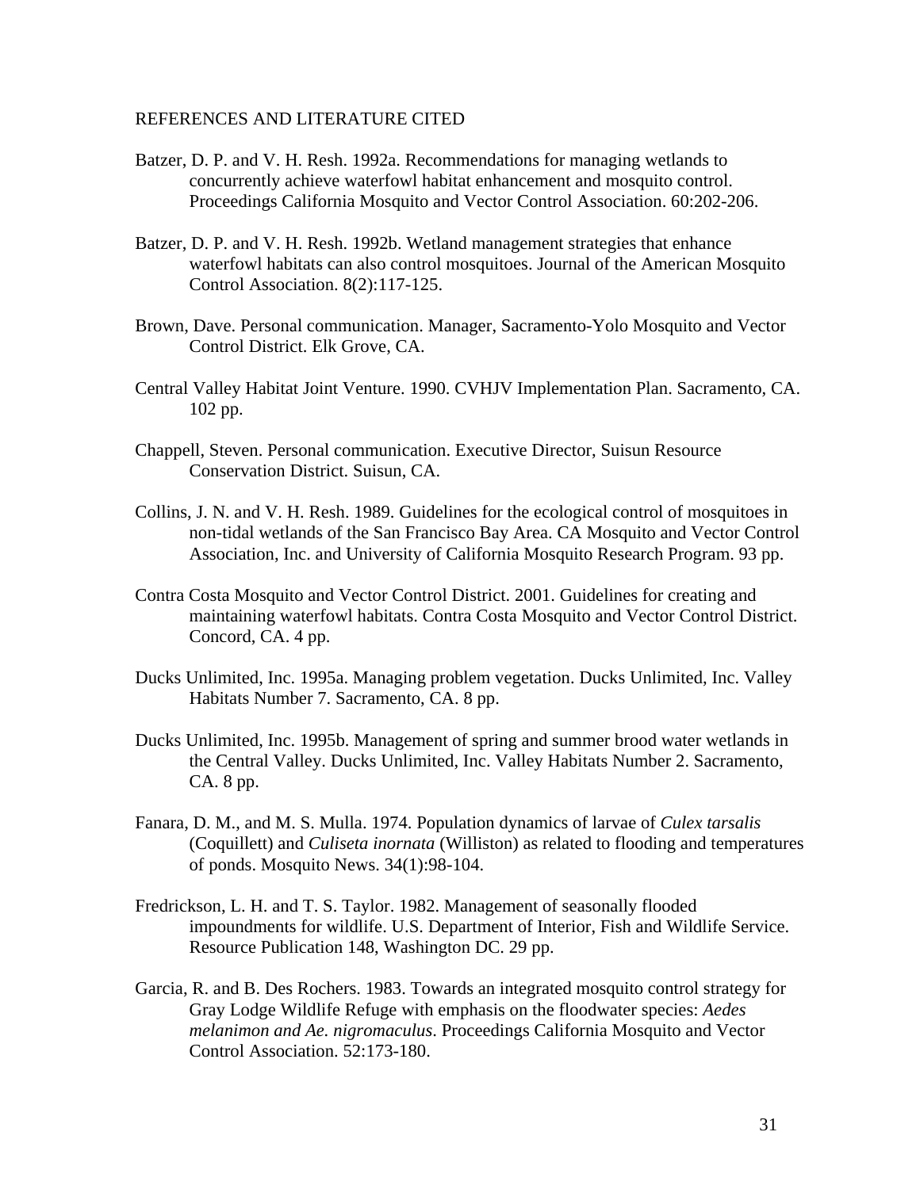## REFERENCES AND LITERATURE CITED

Batzer, D. P. and V. H. Resh. 1992a. Recommendations for managing wetlands to concurrently achieve waterfowl habitat enhancement and mosquito control. Proceedings California Mosquito and Vector Control Association. 60:202-206.

Batzer, D. P. and V. H. Resh. 1992b. Wetland management strategies that enhance waterfowl habitats can also control mosquitoes. Journal of the American Mosquito Control Association. 8(2):117-125.

Brown, Dave. Personal communication. Manager, Sacramento-Yolo Mosquito and Vector Control District. Elk Grove, CA.

Central Valley Habitat Joint Venture. 1990. CVHJV Implementation Plan. Sacramento, CA. 102 pp.

Chappell, Steven. Personal communication. Executive Director, Suisun Resource Conservation District. Suisun, CA.

Collins, J. N. and V. H. Resh. 1989. Guidelines for the ecological control of mosquitoes in non-tidal wetlands of the San Francisco Bay Area. CA Mosquito and Vector Control Association, Inc. and University of California Mosquito Research Program. 93 pp.

Contra Costa Mosquito and Vector Control District. 2001. Guidelines for creating and maintaining waterfowl habitats. Contra Costa Mosquito and Vector Control District. Concord, CA. 4 pp.

Ducks Unlimited, Inc. 1995a. Managing problem vegetation. Ducks Unlimited, Inc. Valley Habitats Number 7. Sacramento, CA. 8 pp.

Ducks Unlimited, Inc. 1995b. Management of spring and summer brood water wetlands in the Central Valley. Ducks Unlimited, Inc. Valley Habitats Number 2. Sacramento, CA. 8 pp.

Fanara, D. M., and M. S. Mulla. 1974. Population dynamics of larvae of *Culex tarsalis* (Coquillett) and *Culiseta inornata* (Williston) as related to flooding and temperatures of ponds. Mosquito News. 34(1):98-104.

Fredrickson, L. H. and T. S. Taylor. 1982. Management of seasonally flooded impoundments for wildlife. U.S. Department of Interior, Fish and Wildlife Service. Resource Publication 148, Washington DC. 29 pp.

Garcia, R. and B. Des Rochers. 1983. Towards an integrated mosquito control strategy for Gray Lodge Wildlife Refuge with emphasis on the floodwater species: *Aedes melanimon and Ae. nigromaculus*. Proceedings California Mosquito and Vector Control Association. 52:173-180.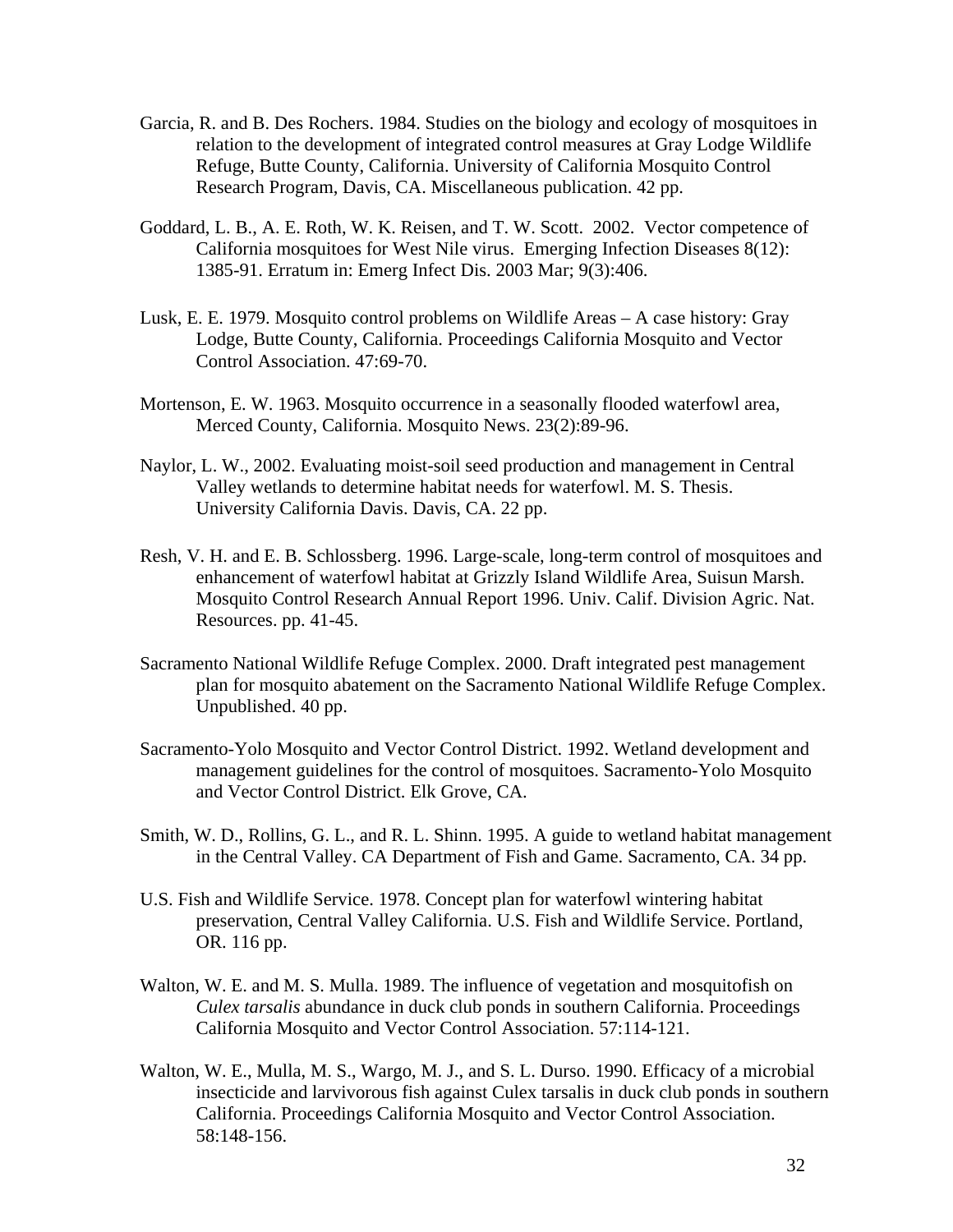Garcia, R. and B. Des Rochers. 1984. Studies on the biology and ecology of mosquitoes in relation to the development of integrated control measures at Gray Lodge Wildlife Refuge, Butte County, California. University of California Mosquito Control Research Program, Davis, CA. Miscellaneous publication. 42 pp.

Goddard, L. B., A. E. Roth, W. K. Reisen, and T. W. Scott. 2002. Vector competence of California mosquitoes for West Nile virus. Emerging Infection Diseases 8(12): 1385-91. Erratum in: Emerg Infect Dis. 2003 Mar; 9(3):406.

Lusk, E. E. 1979. Mosquito control problems on Wildlife Areas – A case history: Gray Lodge, Butte County, California. Proceedings California Mosquito and Vector Control Association. 47:69-70.

Mortenson, E. W. 1963. Mosquito occurrence in a seasonally flooded waterfowl area, Merced County, California. Mosquito News. 23(2):89-96.

Naylor, L. W., 2002. Evaluating moist-soil seed production and management in Central Valley wetlands to determine habitat needs for waterfowl. M. S. Thesis. University California Davis. Davis, CA. 22 pp.

Resh, V. H. and E. B. Schlossberg. 1996. Large-scale, long-term control of mosquitoes and enhancement of waterfowl habitat at Grizzly Island Wildlife Area, Suisun Marsh. Mosquito Control Research Annual Report 1996. Univ. Calif. Division Agric. Nat. Resources. pp. 41-45.

Sacramento National Wildlife Refuge Complex. 2000. Draft integrated pest management plan for mosquito abatement on the Sacramento National Wildlife Refuge Complex. Unpublished. 40 pp.

Sacramento-Yolo Mosquito and Vector Control District. 1992. Wetland development and management guidelines for the control of mosquitoes. Sacramento-Yolo Mosquito and Vector Control District. Elk Grove, CA.

Smith, W. D., Rollins, G. L., and R. L. Shinn. 1995. A guide to wetland habitat management in the Central Valley. CA Department of Fish and Game. Sacramento, CA. 34 pp.

U.S. Fish and Wildlife Service. 1978. Concept plan for waterfowl wintering habitat preservation, Central Valley California. U.S. Fish and Wildlife Service. Portland, OR. 116 pp.

Walton, W. E. and M. S. Mulla. 1989. The influence of vegetation and mosquitofish on *Culex tarsalis* abundance in duck club ponds in southern California. Proceedings California Mosquito and Vector Control Association. 57:114-121.

Walton, W. E., Mulla, M. S., Wargo, M. J., and S. L. Durso. 1990. Efficacy of a microbial insecticide and larvivorous fish against Culex tarsalis in duck club ponds in southern California. Proceedings California Mosquito and Vector Control Association. 58:148-156.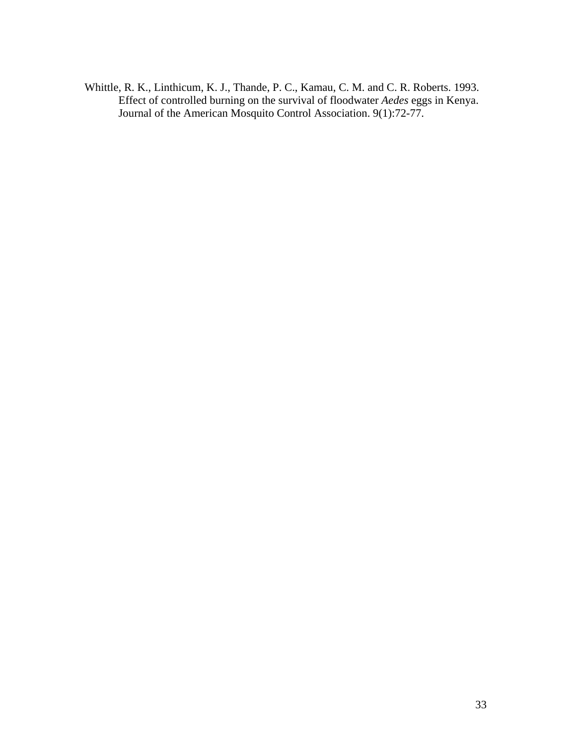Whittle, R. K., Linthicum, K. J., Thande, P. C., Kamau, C. M. and C. R. Roberts. 1993. Effect of controlled burning on the survival of floodwater *Aedes* eggs in Kenya. Journal of the American Mosquito Control Association. 9(1):72-77.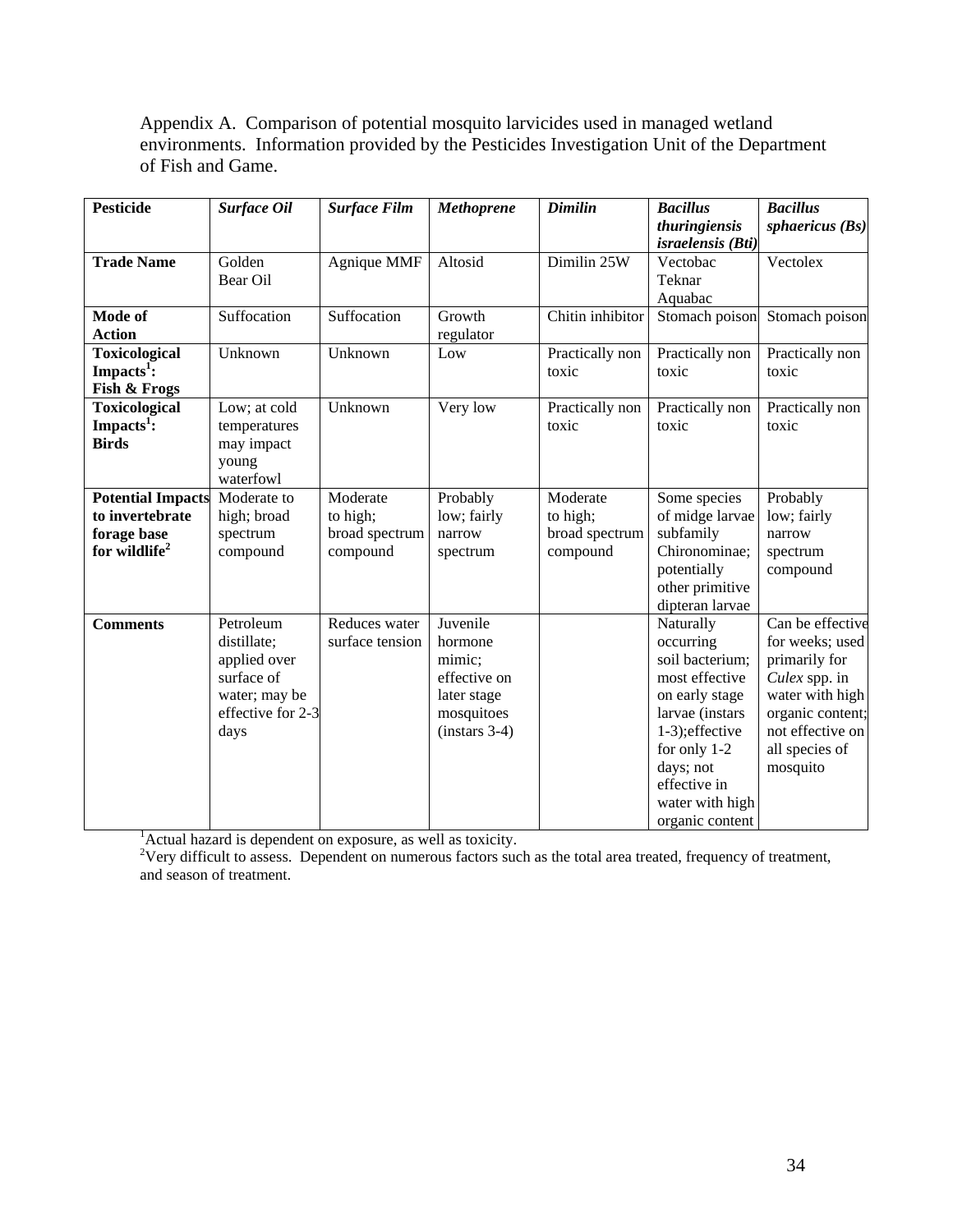Appendix A. Comparison of potential mosquito larvicides used in managed wetland environments. Information provided by the Pesticides Investigation Unit of the Department of Fish and Game.

| **Pesticide** | ***Surface Oil*** | ***Surface Film*** | ***Methoprene*** | ***Dimilin*** | ***Bacillus thuringiensis israelensis (Bti)*** | ***Bacillus sphaericus (Bs)*** |
|---|---|---|---|---|---|---|
| **Trade Name** | Golden Bear Oil | Agnique MMF | Altosid | Dimilin 25W | Vectobac Teknar Aquabac | Vectolex |
| **Mode of Action** | Suffocation | Suffocation | Growth regulator | Chitin inhibitor | Stomach poison | Stomach poison |
| **Toxicological Impacts[1]: Fish & Frogs** | Unknown | Unknown | Low | Practically non toxic | Practically non toxic | Practically non toxic |
| **Toxicological Impacts[1]: Birds** | Low; at cold temperatures may impact young waterfowl | Unknown | Very low | Practically non toxic | Practically non toxic | Practically non toxic |
| **Potential Impacts to invertebrate forage base for wildlife[2]** | Moderate to high; broad spectrum compound | Moderate to high; broad spectrum compound | Probably low; fairly narrow spectrum | Moderate to high; broad spectrum compound | Some species of midge larvae subfamily Chironominae; potentially other primitive dipteran larvae | Probably low; fairly narrow spectrum compound |
| **Comments** | Petroleum distillate; applied over surface of water; may be effective for 2-3 days | Reduces water surface tension | Juvenile hormone mimic; effective on later stage mosquitoes (instars 3-4) | | Naturally occurring soil bacterium; most effective on early stage larvae (instars 1-3);effective for only 1-2 days; not effective in water with high organic content | Can be effective for weeks; used primarily for *Culex* spp. in water with high organic content; not effective on all species of mosquito |

[1]Actual hazard is dependent on exposure, as well as toxicity.
[2]Very difficult to assess. Dependent on numerous factors such as the total area treated, frequency of treatment, and season of treatment.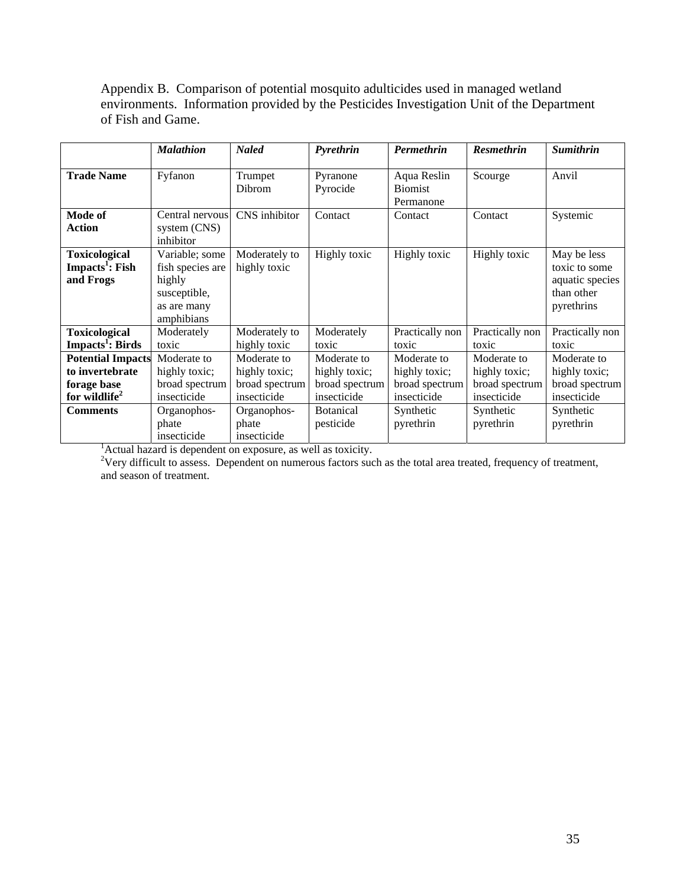Appendix B. Comparison of potential mosquito adulticides used in managed wetland environments. Information provided by the Pesticides Investigation Unit of the Department of Fish and Game.

| | ***Malathion*** | ***Naled*** | ***Pyrethrin*** | ***Permethrin*** | ***Resmethrin*** | ***Sumithrin*** |
|---|---|---|---|---|---|---|
| **Trade Name** | Fyfanon | Trumpet Dibrom | Pyranone Pyrocide | Aqua Reslin Biomist Permanone | Scourge | Anvil |
| **Mode of Action** | Central nervous system (CNS) inhibitor | CNS inhibitor | Contact | Contact | Contact | Systemic |
| **Toxicological Impacts[1]: Fish and Frogs** | Variable; some fish species are highly susceptible, as are many amphibians | Moderately to highly toxic | Highly toxic | Highly toxic | Highly toxic | May be less toxic to some aquatic species than other pyrethrins |
| **Toxicological Impacts[1]: Birds** | Moderately toxic | Moderately to highly toxic | Moderately toxic | Practically non toxic | Practically non toxic | Practically non toxic |
| **Potential Impacts to invertebrate forage base for wildlife[2]** | Moderate to highly toxic; broad spectrum insecticide | Moderate to highly toxic; broad spectrum insecticide | Moderate to highly toxic; broad spectrum insecticide | Moderate to highly toxic; broad spectrum insecticide | Moderate to highly toxic; broad spectrum insecticide | Moderate to highly toxic; broad spectrum insecticide |
| **Comments** | Organophos-phate insecticide | Organophos-phate insecticide | Botanical pesticide | Synthetic pyrethrin | Synthetic pyrethrin | Synthetic pyrethrin |

[1]Actual hazard is dependent on exposure, as well as toxicity.

[2]Very difficult to assess. Dependent on numerous factors such as the total area treated, frequency of treatment, and season of treatment.